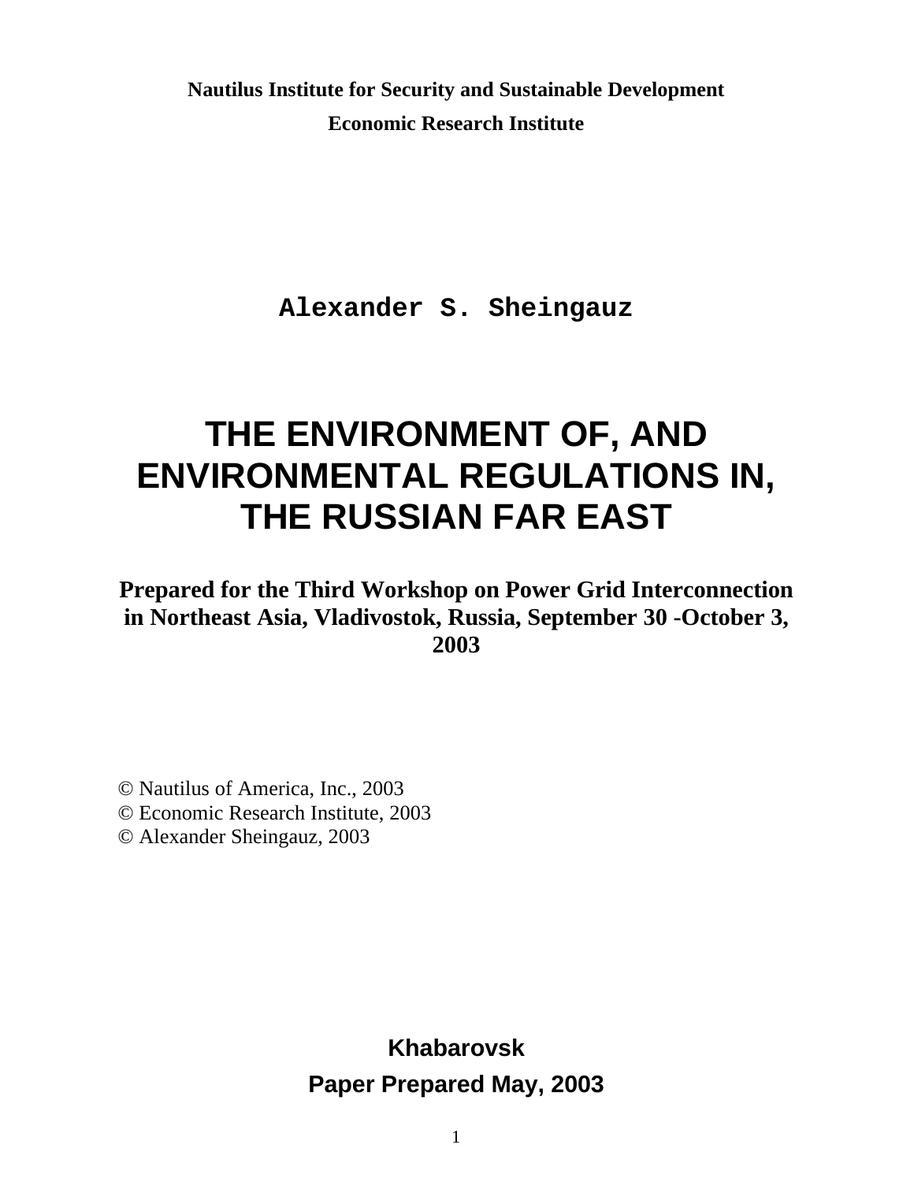**Nautilus Institute for Security and Sustainable Development**

**Economic Research Institute**

**Alexander S. Sheingauz**

# THE ENVIRONMENT OF, AND ENVIRONMENTAL REGULATIONS IN, THE RUSSIAN FAR EAST

**Prepared for the Third Workshop on Power Grid Interconnection in Northeast Asia, Vladivostok, Russia, September 30 -October 3, 2003**

© Nautilus of America, Inc., 2003
© Economic Research Institute, 2003
© Alexander Sheingauz, 2003

**Khabarovsk**

**Paper Prepared May, 2003**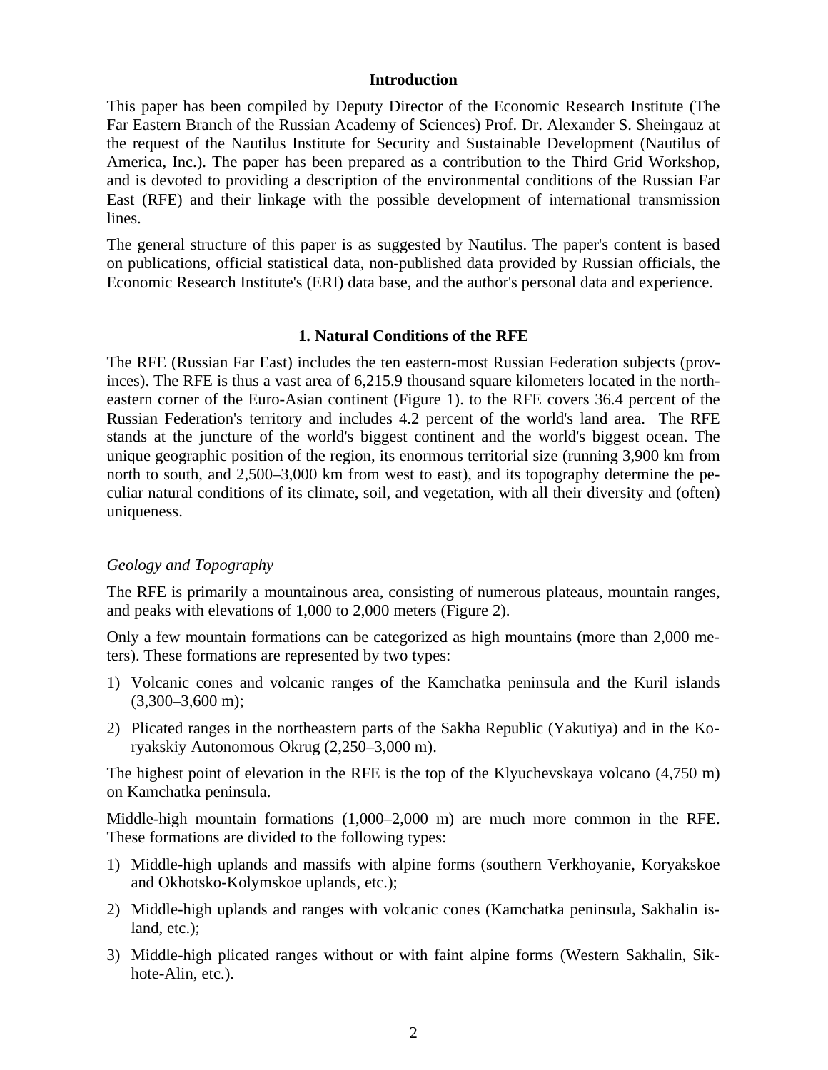## Introduction

This paper has been compiled by Deputy Director of the Economic Research Institute (The Far Eastern Branch of the Russian Academy of Sciences) Prof. Dr. Alexander S. Sheingauz at the request of the Nautilus Institute for Security and Sustainable Development (Nautilus of America, Inc.). The paper has been prepared as a contribution to the Third Grid Workshop, and is devoted to providing a description of the environmental conditions of the Russian Far East (RFE) and their linkage with the possible development of international transmission lines.

The general structure of this paper is as suggested by Nautilus. The paper's content is based on publications, official statistical data, non-published data provided by Russian officials, the Economic Research Institute's (ERI) data base, and the author's personal data and experience.

## 1. Natural Conditions of the RFE

The RFE (Russian Far East) includes the ten eastern-most Russian Federation subjects (provinces). The RFE is thus a vast area of 6,215.9 thousand square kilometers located in the northeastern corner of the Euro-Asian continent (Figure 1). to the RFE covers 36.4 percent of the Russian Federation's territory and includes 4.2 percent of the world's land area. The RFE stands at the juncture of the world's biggest continent and the world's biggest ocean. The unique geographic position of the region, its enormous territorial size (running 3,900 km from north to south, and 2,500–3,000 km from west to east), and its topography determine the peculiar natural conditions of its climate, soil, and vegetation, with all their diversity and (often) uniqueness.

### *Geology and Topography*

The RFE is primarily a mountainous area, consisting of numerous plateaus, mountain ranges, and peaks with elevations of 1,000 to 2,000 meters (Figure 2).

Only a few mountain formations can be categorized as high mountains (more than 2,000 meters). These formations are represented by two types:

1) Volcanic cones and volcanic ranges of the Kamchatka peninsula and the Kuril islands (3,300–3,600 m);
2) Plicated ranges in the northeastern parts of the Sakha Republic (Yakutiya) and in the Koryakskiy Autonomous Okrug (2,250–3,000 m).

The highest point of elevation in the RFE is the top of the Klyuchevskaya volcano (4,750 m) on Kamchatka peninsula.

Middle-high mountain formations (1,000–2,000 m) are much more common in the RFE. These formations are divided to the following types:

1) Middle-high uplands and massifs with alpine forms (southern Verkhoyanie, Koryakskoe and Okhotsko-Kolymskoe uplands, etc.);
2) Middle-high uplands and ranges with volcanic cones (Kamchatka peninsula, Sakhalin island, etc.);
3) Middle-high plicated ranges without or with faint alpine forms (Western Sakhalin, Sikhote-Alin, etc.).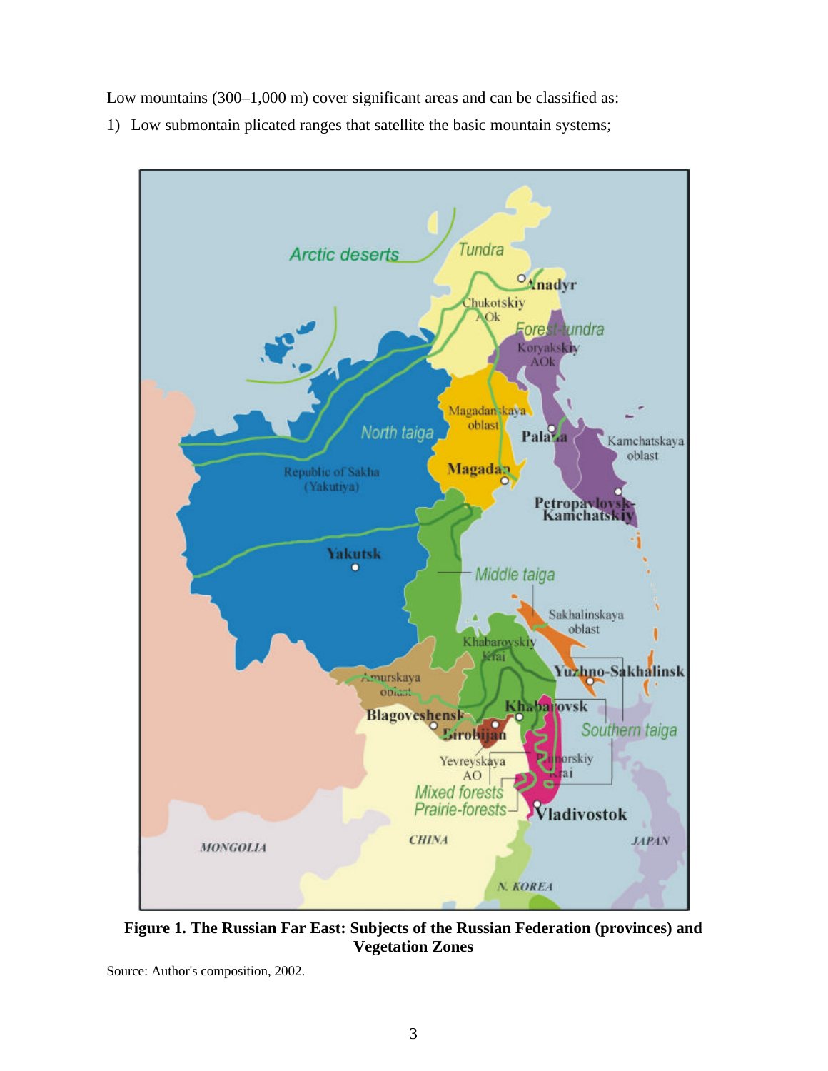Low mountains (300–1,000 m) cover significant areas and can be classified as:

1) Low submontain plicated ranges that satellite the basic mountain systems;

**Figure 1. The Russian Far East: Subjects of the Russian Federation (provinces) and Vegetation Zones**

Source: Author's composition, 2002.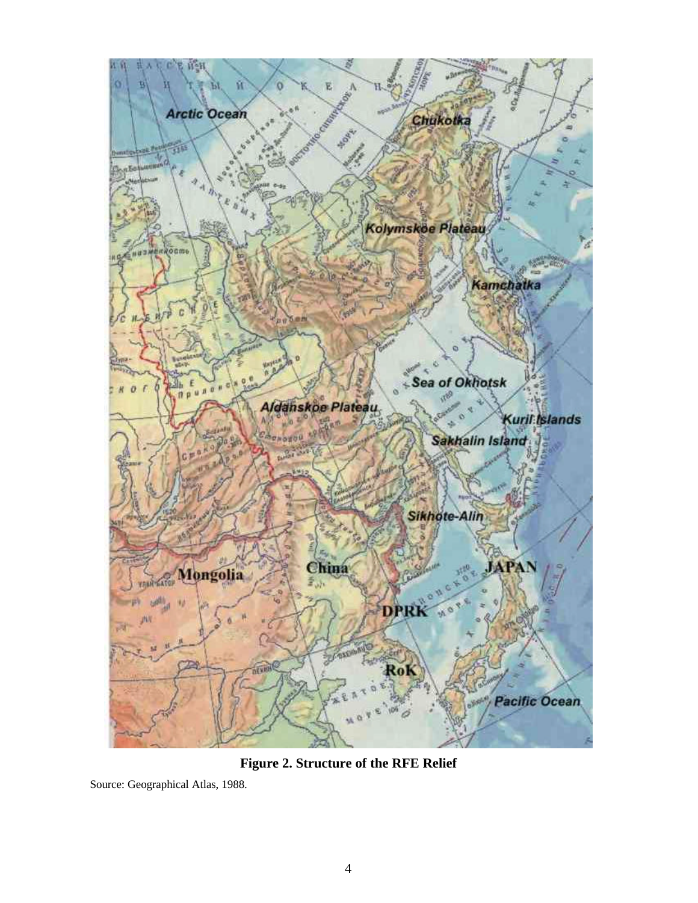**Figure 2. Structure of the RFE Relief**

Source: Geographical Atlas, 1988.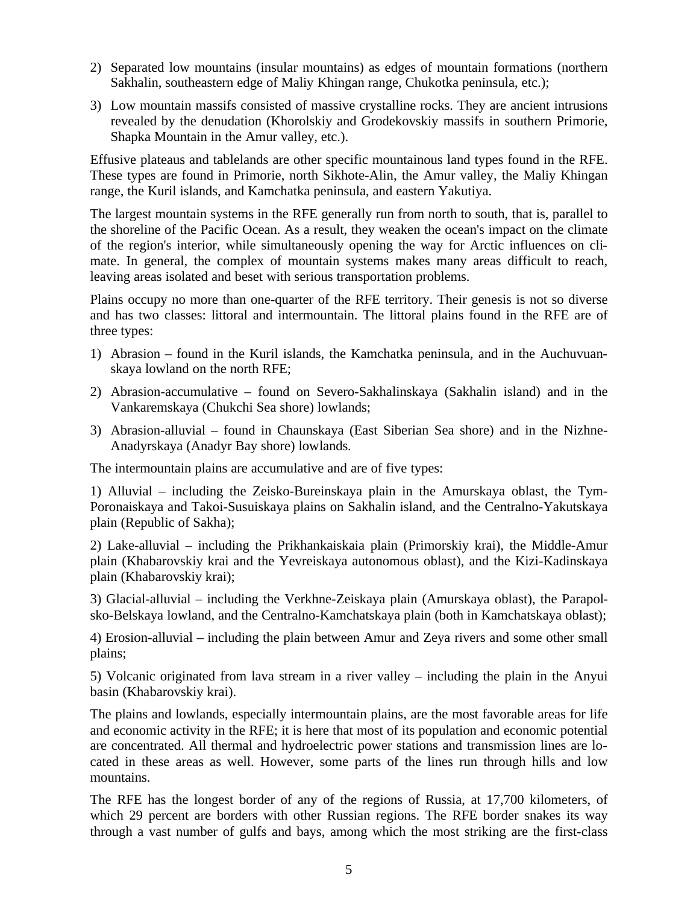2) Separated low mountains (insular mountains) as edges of mountain formations (northern Sakhalin, southeastern edge of Maliy Khingan range, Chukotka peninsula, etc.);

3) Low mountain massifs consisted of massive crystalline rocks. They are ancient intrusions revealed by the denudation (Khorolskiy and Grodekovskiy massifs in southern Primorie, Shapka Mountain in the Amur valley, etc.).

Effusive plateaus and tablelands are other specific mountainous land types found in the RFE. These types are found in Primorie, north Sikhote-Alin, the Amur valley, the Maliy Khingan range, the Kuril islands, and Kamchatka peninsula, and eastern Yakutiya.

The largest mountain systems in the RFE generally run from north to south, that is, parallel to the shoreline of the Pacific Ocean. As a result, they weaken the ocean's impact on the climate of the region's interior, while simultaneously opening the way for Arctic influences on climate. In general, the complex of mountain systems makes many areas difficult to reach, leaving areas isolated and beset with serious transportation problems.

Plains occupy no more than one-quarter of the RFE territory. Their genesis is not so diverse and has two classes: littoral and intermountain. The littoral plains found in the RFE are of three types:

1) Abrasion – found in the Kuril islands, the Kamchatka peninsula, and in the Auchuvuanskaya lowland on the north RFE;

2) Abrasion-accumulative – found on Severo-Sakhalinskaya (Sakhalin island) and in the Vankaremskaya (Chukchi Sea shore) lowlands;

3) Abrasion-alluvial – found in Chaunskaya (East Siberian Sea shore) and in the Nizhne-Anadyrskaya (Anadyr Bay shore) lowlands.

The intermountain plains are accumulative and are of five types:

1) Alluvial – including the Zeisko-Bureinskaya plain in the Amurskaya oblast, the Tym-Poronaiskaya and Takoi-Susuiskaya plains on Sakhalin island, and the Centralno-Yakutskaya plain (Republic of Sakha);

2) Lake-alluvial – including the Prikhankaiskaia plain (Primorskiy krai), the Middle-Amur plain (Khabarovskiy krai and the Yevreiskaya autonomous oblast), and the Kizi-Kadinskaya plain (Khabarovskiy krai);

3) Glacial-alluvial – including the Verkhne-Zeiskaya plain (Amurskaya oblast), the Parapolsko-Belskaya lowland, and the Centralno-Kamchatskaya plain (both in Kamchatskaya oblast);

4) Erosion-alluvial – including the plain between Amur and Zeya rivers and some other small plains;

5) Volcanic originated from lava stream in a river valley – including the plain in the Anyui basin (Khabarovskiy krai).

The plains and lowlands, especially intermountain plains, are the most favorable areas for life and economic activity in the RFE; it is here that most of its population and economic potential are concentrated. All thermal and hydroelectric power stations and transmission lines are located in these areas as well. However, some parts of the lines run through hills and low mountains.

The RFE has the longest border of any of the regions of Russia, at 17,700 kilometers, of which 29 percent are borders with other Russian regions. The RFE border snakes its way through a vast number of gulfs and bays, among which the most striking are the first-class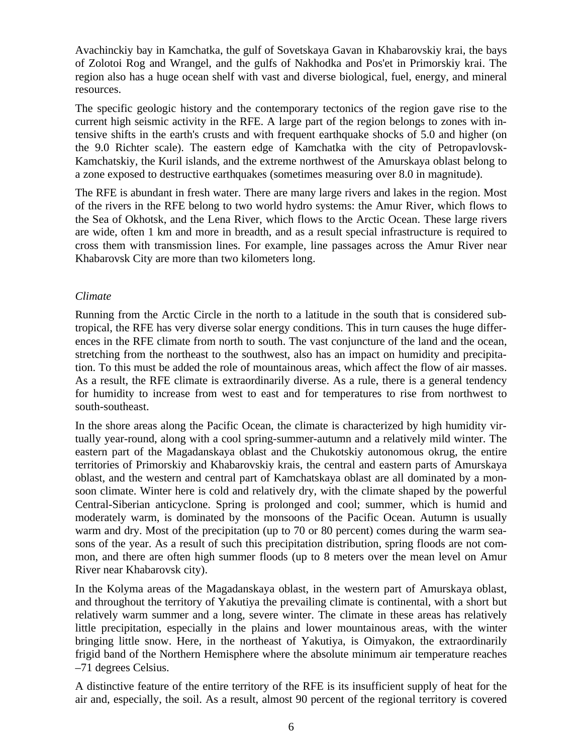Avachinckiy bay in Kamchatka, the gulf of Sovetskaya Gavan in Khabarovskiy krai, the bays of Zolotoi Rog and Wrangel, and the gulfs of Nakhodka and Pos'et in Primorskiy krai. The region also has a huge ocean shelf with vast and diverse biological, fuel, energy, and mineral resources.

The specific geologic history and the contemporary tectonics of the region gave rise to the current high seismic activity in the RFE. A large part of the region belongs to zones with intensive shifts in the earth's crusts and with frequent earthquake shocks of 5.0 and higher (on the 9.0 Richter scale). The eastern edge of Kamchatka with the city of Petropavlovsk-Kamchatskiy, the Kuril islands, and the extreme northwest of the Amurskaya oblast belong to a zone exposed to destructive earthquakes (sometimes measuring over 8.0 in magnitude).

The RFE is abundant in fresh water. There are many large rivers and lakes in the region. Most of the rivers in the RFE belong to two world hydro systems: the Amur River, which flows to the Sea of Okhotsk, and the Lena River, which flows to the Arctic Ocean. These large rivers are wide, often 1 km and more in breadth, and as a result special infrastructure is required to cross them with transmission lines. For example, line passages across the Amur River near Khabarovsk City are more than two kilometers long.

*Climate*

Running from the Arctic Circle in the north to a latitude in the south that is considered subtropical, the RFE has very diverse solar energy conditions. This in turn causes the huge differences in the RFE climate from north to south. The vast conjuncture of the land and the ocean, stretching from the northeast to the southwest, also has an impact on humidity and precipitation. To this must be added the role of mountainous areas, which affect the flow of air masses. As a result, the RFE climate is extraordinarily diverse. As a rule, there is a general tendency for humidity to increase from west to east and for temperatures to rise from northwest to south-southeast.

In the shore areas along the Pacific Ocean, the climate is characterized by high humidity virtually year-round, along with a cool spring-summer-autumn and a relatively mild winter. The eastern part of the Magadanskaya oblast and the Chukotskiy autonomous okrug, the entire territories of Primorskiy and Khabarovskiy krais, the central and eastern parts of Amurskaya oblast, and the western and central part of Kamchatskaya oblast are all dominated by a monsoon climate. Winter here is cold and relatively dry, with the climate shaped by the powerful Central-Siberian anticyclone. Spring is prolonged and cool; summer, which is humid and moderately warm, is dominated by the monsoons of the Pacific Ocean. Autumn is usually warm and dry. Most of the precipitation (up to 70 or 80 percent) comes during the warm seasons of the year. As a result of such this precipitation distribution, spring floods are not common, and there are often high summer floods (up to 8 meters over the mean level on Amur River near Khabarovsk city).

In the Kolyma areas of the Magadanskaya oblast, in the western part of Amurskaya oblast, and throughout the territory of Yakutiya the prevailing climate is continental, with a short but relatively warm summer and a long, severe winter. The climate in these areas has relatively little precipitation, especially in the plains and lower mountainous areas, with the winter bringing little snow. Here, in the northeast of Yakutiya, is Oimyakon, the extraordinarily frigid band of the Northern Hemisphere where the absolute minimum air temperature reaches –71 degrees Celsius.

A distinctive feature of the entire territory of the RFE is its insufficient supply of heat for the air and, especially, the soil. As a result, almost 90 percent of the regional territory is covered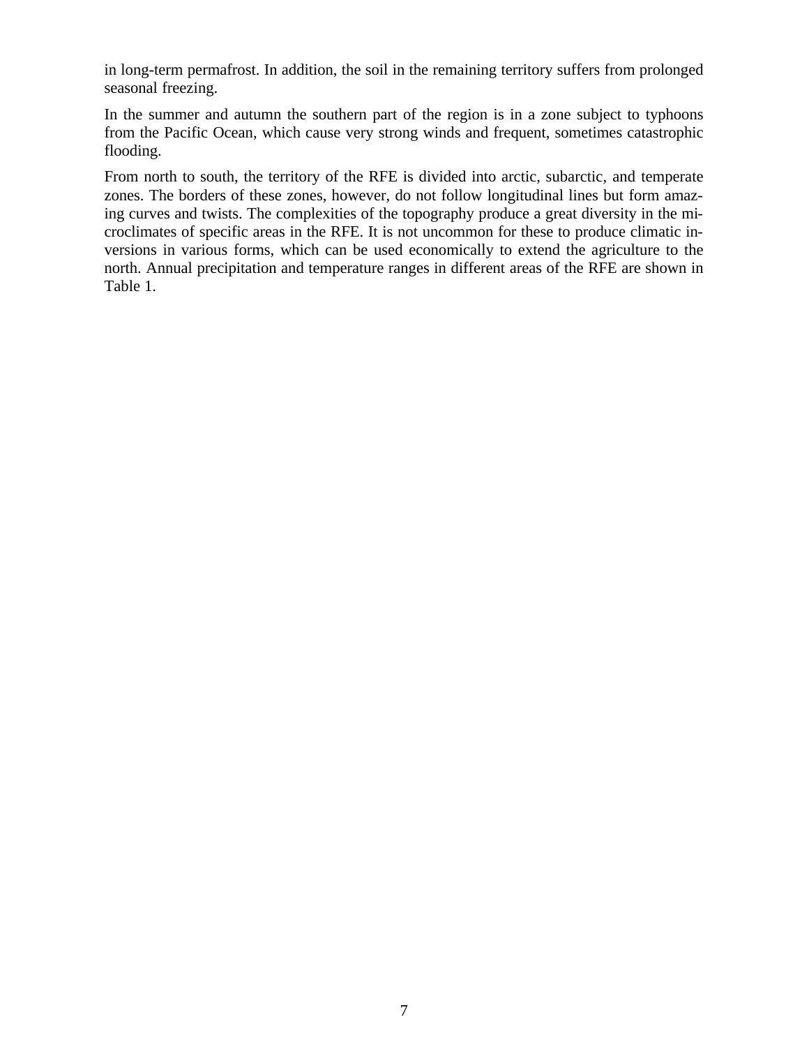in long-term permafrost. In addition, the soil in the remaining territory suffers from prolonged seasonal freezing.

In the summer and autumn the southern part of the region is in a zone subject to typhoons from the Pacific Ocean, which cause very strong winds and frequent, sometimes catastrophic flooding.

From north to south, the territory of the RFE is divided into arctic, subarctic, and temperate zones. The borders of these zones, however, do not follow longitudinal lines but form amazing curves and twists. The complexities of the topography produce a great diversity in the microclimates of specific areas in the RFE. It is not uncommon for these to produce climatic inversions in various forms, which can be used economically to extend the agriculture to the north. Annual precipitation and temperature ranges in different areas of the RFE are shown in Table 1.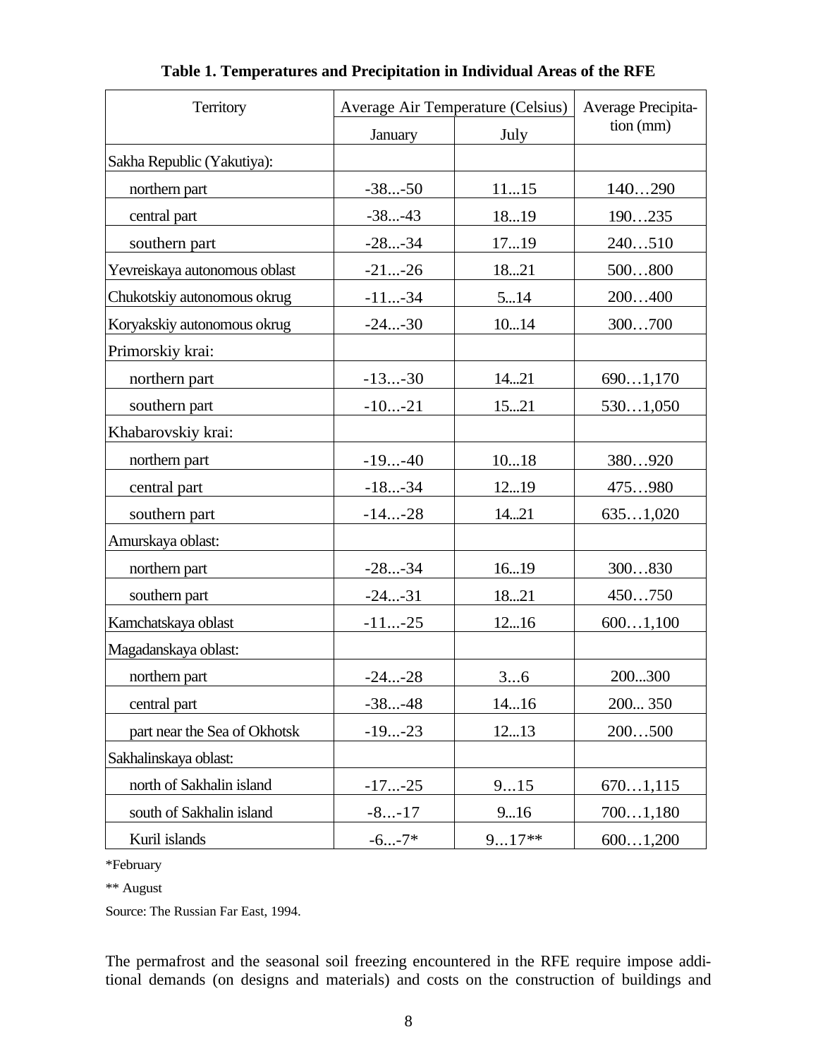**Table 1. Temperatures and Precipitation in Individual Areas of the RFE**

| Territory | Average Air Temperature (Celsius) | | Average Precipitation (mm) |
|---|---|---|---|
| | January | July | |
| Sakha Republic (Yakutiya): | | | |
| northern part | -38...-50 | 11...15 | 140…290 |
| central part | -38...-43 | 18...19 | 190…235 |
| southern part | -28...-34 | 17...19 | 240…510 |
| Yevreiskaya autonomous oblast | -21...-26 | 18...21 | 500…800 |
| Chukotskiy autonomous okrug | -11...-34 | 5...14 | 200…400 |
| Koryakskiy autonomous okrug | -24...-30 | 10...14 | 300…700 |
| Primorskiy krai: | | | |
| northern part | -13...-30 | 14...21 | 690…1,170 |
| southern part | -10...-21 | 15...21 | 530…1,050 |
| Khabarovskiy krai: | | | |
| northern part | -19...-40 | 10...18 | 380…920 |
| central part | -18...-34 | 12...19 | 475…980 |
| southern part | -14...-28 | 14...21 | 635…1,020 |
| Amurskaya oblast: | | | |
| northern part | -28...-34 | 16...19 | 300…830 |
| southern part | -24...-31 | 18...21 | 450…750 |
| Kamchatskaya oblast | -11...-25 | 12...16 | 600…1,100 |
| Magadanskaya oblast: | | | |
| northern part | -24...-28 | 3...6 | 200...300 |
| central part | -38...-48 | 14...16 | 200... 350 |
| part near the Sea of Okhotsk | -19...-23 | 12...13 | 200…500 |
| Sakhalinskaya oblast: | | | |
| north of Sakhalin island | -17...-25 | 9…15 | 670…1,115 |
| south of Sakhalin island | -8…-17 | 9...16 | 700…1,180 |
| Kuril islands | -6...-7* | 9…17** | 600…1,200 |

*February

** August

Source: The Russian Far East, 1994.

The permafrost and the seasonal soil freezing encountered in the RFE require impose additional demands (on designs and materials) and costs on the construction of buildings and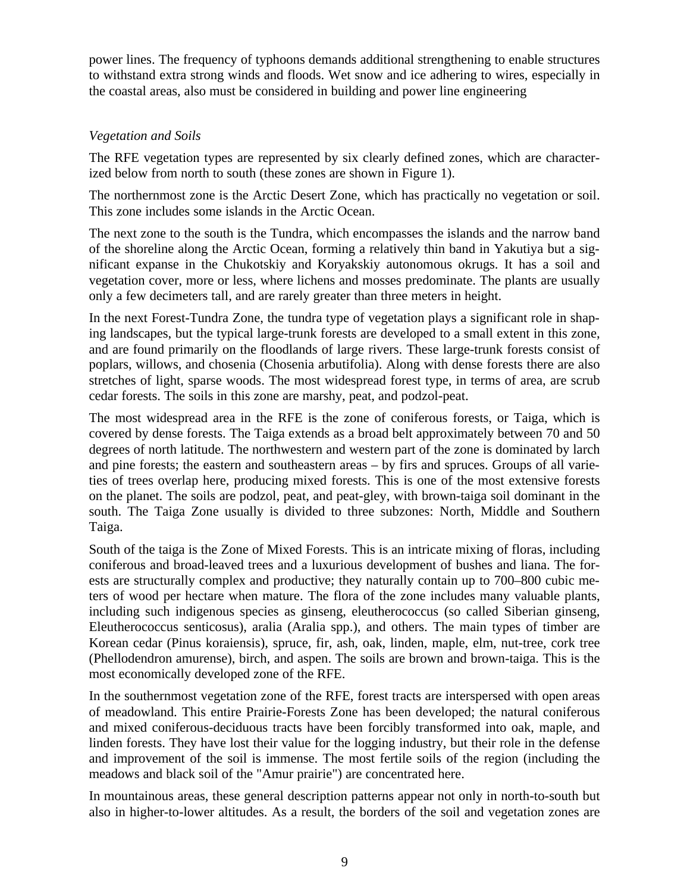power lines. The frequency of typhoons demands additional strengthening to enable structures to withstand extra strong winds and floods. Wet snow and ice adhering to wires, especially in the coastal areas, also must be considered in building and power line engineering

*Vegetation and Soils*

The RFE vegetation types are represented by six clearly defined zones, which are characterized below from north to south (these zones are shown in Figure 1).

The northernmost zone is the Arctic Desert Zone, which has practically no vegetation or soil. This zone includes some islands in the Arctic Ocean.

The next zone to the south is the Tundra, which encompasses the islands and the narrow band of the shoreline along the Arctic Ocean, forming a relatively thin band in Yakutiya but a significant expanse in the Chukotskiy and Koryakskiy autonomous okrugs. It has a soil and vegetation cover, more or less, where lichens and mosses predominate. The plants are usually only a few decimeters tall, and are rarely greater than three meters in height.

In the next Forest-Tundra Zone, the tundra type of vegetation plays a significant role in shaping landscapes, but the typical large-trunk forests are developed to a small extent in this zone, and are found primarily on the floodlands of large rivers. These large-trunk forests consist of poplars, willows, and chosenia (Chosenia arbutifolia). Along with dense forests there are also stretches of light, sparse woods. The most widespread forest type, in terms of area, are scrub cedar forests. The soils in this zone are marshy, peat, and podzol-peat.

The most widespread area in the RFE is the zone of coniferous forests, or Taiga, which is covered by dense forests. The Taiga extends as a broad belt approximately between 70 and 50 degrees of north latitude. The northwestern and western part of the zone is dominated by larch and pine forests; the eastern and southeastern areas – by firs and spruces. Groups of all varieties of trees overlap here, producing mixed forests. This is one of the most extensive forests on the planet. The soils are podzol, peat, and peat-gley, with brown-taiga soil dominant in the south. The Taiga Zone usually is divided to three subzones: North, Middle and Southern Taiga.

South of the taiga is the Zone of Mixed Forests. This is an intricate mixing of floras, including coniferous and broad-leaved trees and a luxurious development of bushes and liana. The forests are structurally complex and productive; they naturally contain up to 700–800 cubic meters of wood per hectare when mature. The flora of the zone includes many valuable plants, including such indigenous species as ginseng, eleutherococcus (so called Siberian ginseng, Eleutherococcus senticosus), aralia (Aralia spp.), and others. The main types of timber are Korean cedar (Pinus koraiensis), spruce, fir, ash, oak, linden, maple, elm, nut-tree, cork tree (Phellodendron amurense), birch, and aspen. The soils are brown and brown-taiga. This is the most economically developed zone of the RFE.

In the southernmost vegetation zone of the RFE, forest tracts are interspersed with open areas of meadowland. This entire Prairie-Forests Zone has been developed; the natural coniferous and mixed coniferous-deciduous tracts have been forcibly transformed into oak, maple, and linden forests. They have lost their value for the logging industry, but their role in the defense and improvement of the soil is immense. The most fertile soils of the region (including the meadows and black soil of the "Amur prairie") are concentrated here.

In mountainous areas, these general description patterns appear not only in north-to-south but also in higher-to-lower altitudes. As a result, the borders of the soil and vegetation zones are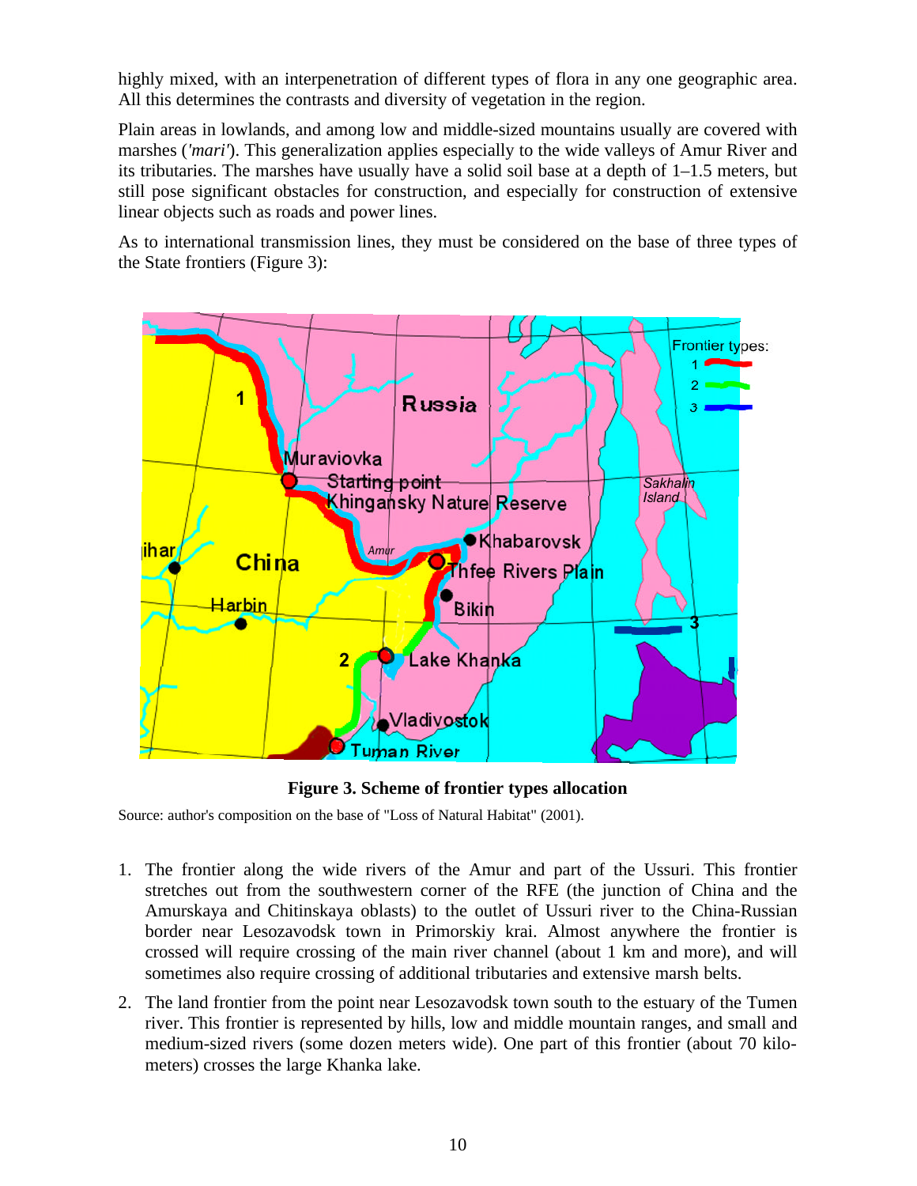highly mixed, with an interpenetration of different types of flora in any one geographic area. All this determines the contrasts and diversity of vegetation in the region.

Plain areas in lowlands, and among low and middle-sized mountains usually are covered with marshes (*'mari'*). This generalization applies especially to the wide valleys of Amur River and its tributaries. The marshes have usually have a solid soil base at a depth of 1–1.5 meters, but still pose significant obstacles for construction, and especially for construction of extensive linear objects such as roads and power lines.

As to international transmission lines, they must be considered on the base of three types of the State frontiers (Figure 3):

**Figure 3. Scheme of frontier types allocation**

Source: author's composition on the base of "Loss of Natural Habitat" (2001).

1. The frontier along the wide rivers of the Amur and part of the Ussuri. This frontier stretches out from the southwestern corner of the RFE (the junction of China and the Amurskaya and Chitinskaya oblasts) to the outlet of Ussuri river to the China-Russian border near Lesozavodsk town in Primorskiy krai. Almost anywhere the frontier is crossed will require crossing of the main river channel (about 1 km and more), and will sometimes also require crossing of additional tributaries and extensive marsh belts.
2. The land frontier from the point near Lesozavodsk town south to the estuary of the Tumen river. This frontier is represented by hills, low and middle mountain ranges, and small and medium-sized rivers (some dozen meters wide). One part of this frontier (about 70 kilometers) crosses the large Khanka lake.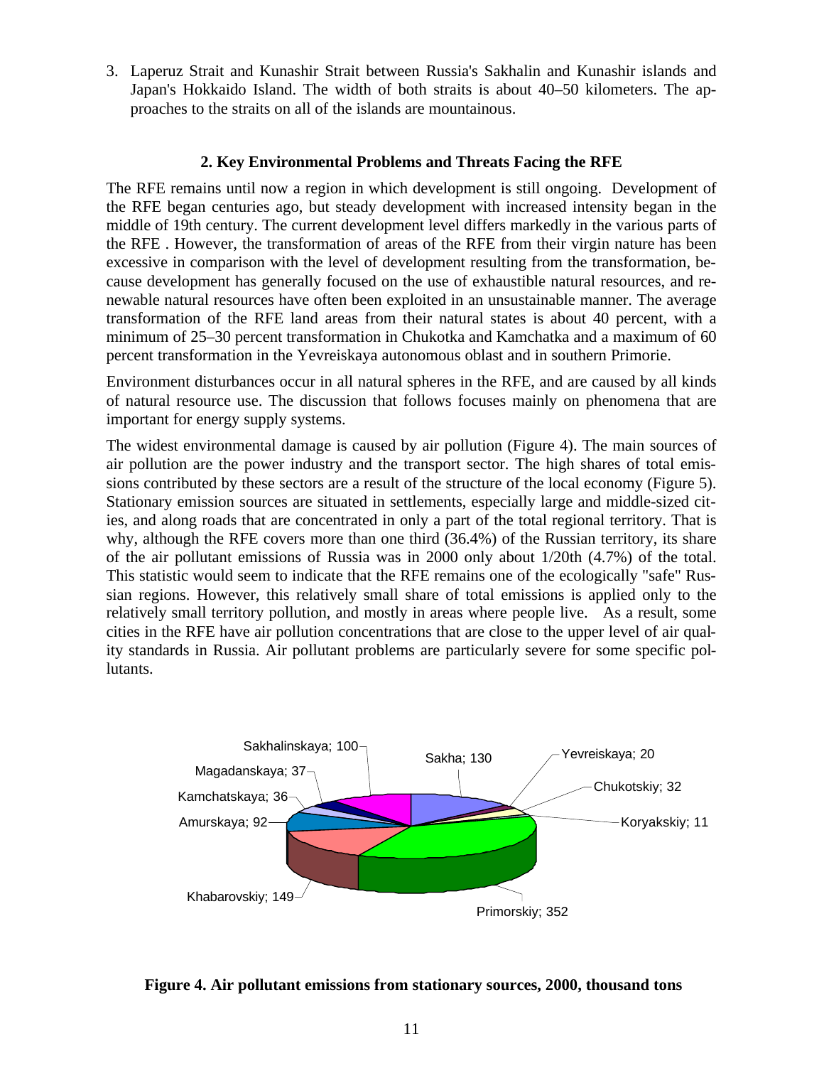3. Laperuz Strait and Kunashir Strait between Russia's Sakhalin and Kunashir islands and Japan's Hokkaido Island. The width of both straits is about 40–50 kilometers. The approaches to the straits on all of the islands are mountainous.

## 2. Key Environmental Problems and Threats Facing the RFE

The RFE remains until now a region in which development is still ongoing. Development of the RFE began centuries ago, but steady development with increased intensity began in the middle of 19th century. The current development level differs markedly in the various parts of the RFE . However, the transformation of areas of the RFE from their virgin nature has been excessive in comparison with the level of development resulting from the transformation, because development has generally focused on the use of exhaustible natural resources, and renewable natural resources have often been exploited in an unsustainable manner. The average transformation of the RFE land areas from their natural states is about 40 percent, with a minimum of 25–30 percent transformation in Chukotka and Kamchatka and a maximum of 60 percent transformation in the Yevreiskaya autonomous oblast and in southern Primorie.

Environment disturbances occur in all natural spheres in the RFE, and are caused by all kinds of natural resource use. The discussion that follows focuses mainly on phenomena that are important for energy supply systems.

The widest environmental damage is caused by air pollution (Figure 4). The main sources of air pollution are the power industry and the transport sector. The high shares of total emissions contributed by these sectors are a result of the structure of the local economy (Figure 5). Stationary emission sources are situated in settlements, especially large and middle-sized cities, and along roads that are concentrated in only a part of the total regional territory. That is why, although the RFE covers more than one third (36.4%) of the Russian territory, its share of the air pollutant emissions of Russia was in 2000 only about 1/20th (4.7%) of the total. This statistic would seem to indicate that the RFE remains one of the ecologically "safe" Russian regions. However, this relatively small share of total emissions is applied only to the relatively small territory pollution, and mostly in areas where people live. As a result, some cities in the RFE have air pollution concentrations that are close to the upper level of air quality standards in Russia. Air pollutant problems are particularly severe for some specific pollutants.

Sakhalinskaya; 100
Magadanskaya; 37
Kamchatskaya; 36
Amurskaya; 92
Khabarovskiy; 149
Sakha; 130
Yevreiskaya; 20
Chukotskiy; 32
Koryakskiy; 11
Primorskiy; 352

**Figure 4. Air pollutant emissions from stationary sources, 2000, thousand tons**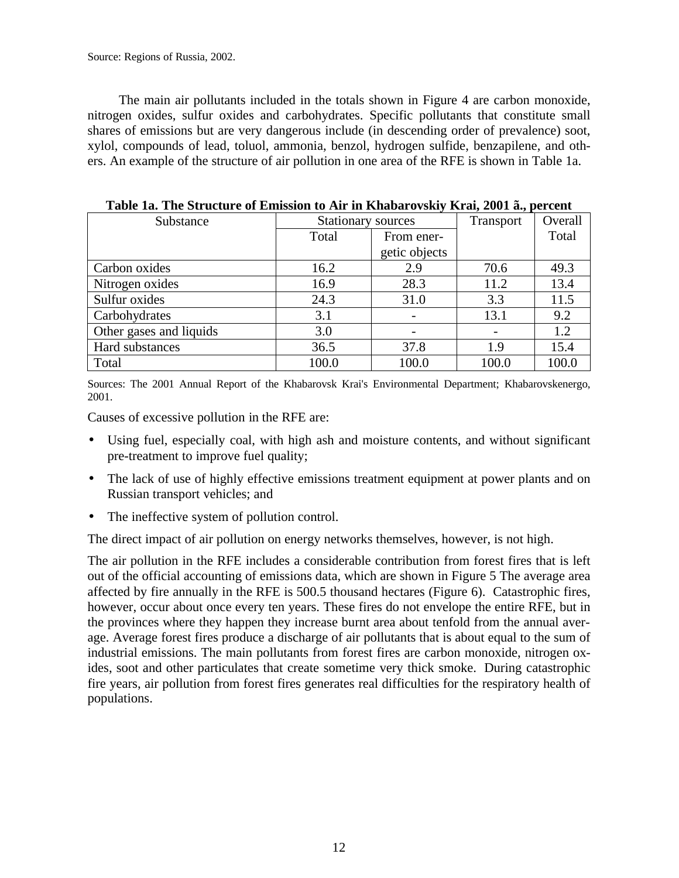Source: Regions of Russia, 2002.

The main air pollutants included in the totals shown in Figure 4 are carbon monoxide, nitrogen oxides, sulfur oxides and carbohydrates. Specific pollutants that constitute small shares of emissions but are very dangerous include (in descending order of prevalence) soot, xylol, compounds of lead, toluol, ammonia, benzol, hydrogen sulfide, benzapilene, and others. An example of the structure of air pollution in one area of the RFE is shown in Table 1a.

**Table 1a. The Structure of Emission to Air in Khabarovskiy Krai, 2001 ã., percent**

| Substance | Stationary sources | | Transport | Overall Total |
|---|---|---|---|---|
| | Total | From energetic objects | | |
| Carbon oxides | 16.2 | 2.9 | 70.6 | 49.3 |
| Nitrogen oxides | 16.9 | 28.3 | 11.2 | 13.4 |
| Sulfur oxides | 24.3 | 31.0 | 3.3 | 11.5 |
| Carbohydrates | 3.1 | - | 13.1 | 9.2 |
| Other gases and liquids | 3.0 | - | - | 1.2 |
| Hard substances | 36.5 | 37.8 | 1.9 | 15.4 |
| Total | 100.0 | 100.0 | 100.0 | 100.0 |

Sources: The 2001 Annual Report of the Khabarovsk Krai's Environmental Department; Khabarovskenergo, 2001.

Causes of excessive pollution in the RFE are:

- Using fuel, especially coal, with high ash and moisture contents, and without significant pre-treatment to improve fuel quality;
- The lack of use of highly effective emissions treatment equipment at power plants and on Russian transport vehicles; and
- The ineffective system of pollution control.

The direct impact of air pollution on energy networks themselves, however, is not high.

The air pollution in the RFE includes a considerable contribution from forest fires that is left out of the official accounting of emissions data, which are shown in Figure 5 The average area affected by fire annually in the RFE is 500.5 thousand hectares (Figure 6). Catastrophic fires, however, occur about once every ten years. These fires do not envelope the entire RFE, but in the provinces where they happen they increase burnt area about tenfold from the annual average. Average forest fires produce a discharge of air pollutants that is about equal to the sum of industrial emissions. The main pollutants from forest fires are carbon monoxide, nitrogen oxides, soot and other particulates that create sometime very thick smoke. During catastrophic fire years, air pollution from forest fires generates real difficulties for the respiratory health of populations.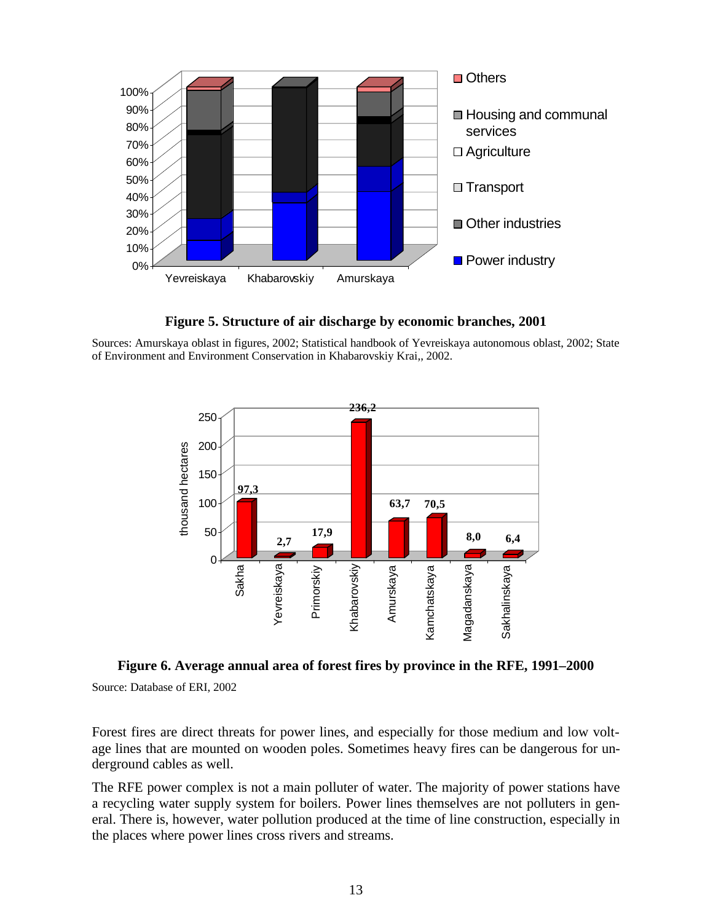**Figure 5. Structure of air discharge by economic branches, 2001**

Sources: Amurskaya oblast in figures, 2002; Statistical handbook of Yevreiskaya autonomous oblast, 2002; State of Environment and Environment Conservation in Khabarovskiy Krai,, 2002.

**Figure 6. Average annual area of forest fires by province in the RFE, 1991–2000**

Source: Database of ERI, 2002

Forest fires are direct threats for power lines, and especially for those medium and low voltage lines that are mounted on wooden poles. Sometimes heavy fires can be dangerous for underground cables as well.

The RFE power complex is not a main polluter of water. The majority of power stations have a recycling water supply system for boilers. Power lines themselves are not polluters in general. There is, however, water pollution produced at the time of line construction, especially in the places where power lines cross rivers and streams.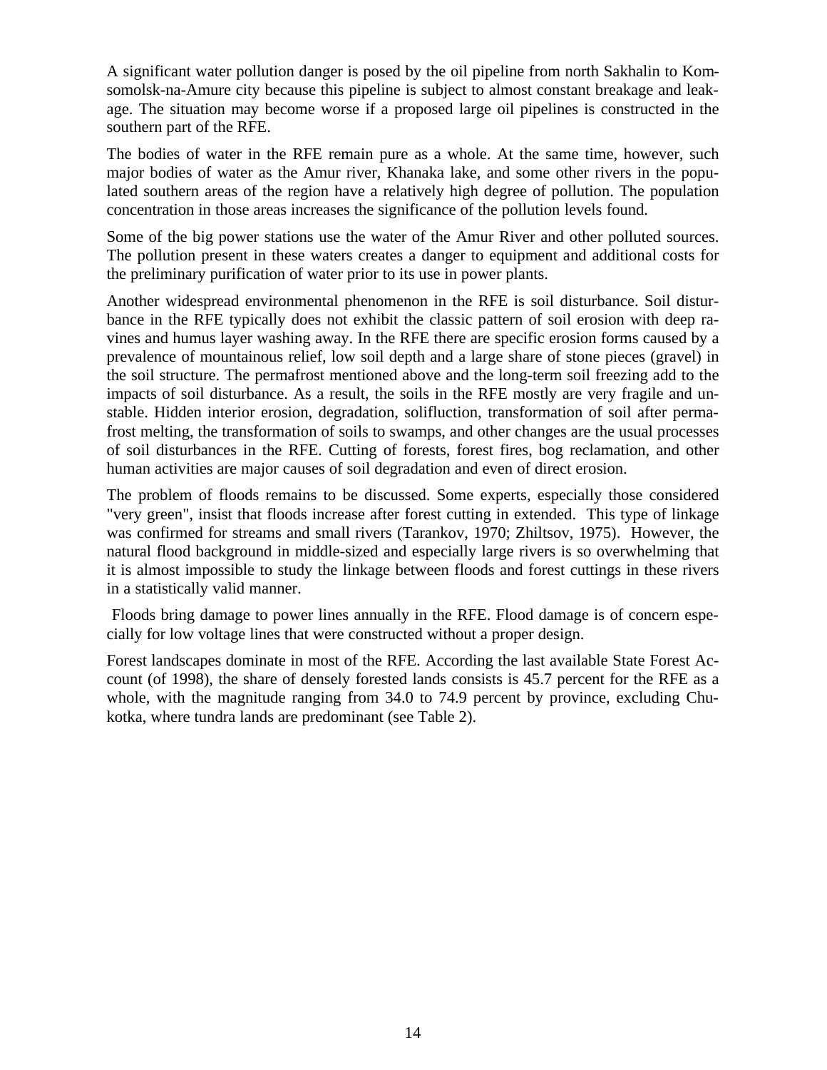A significant water pollution danger is posed by the oil pipeline from north Sakhalin to Komsomolsk-na-Amure city because this pipeline is subject to almost constant breakage and leakage. The situation may become worse if a proposed large oil pipelines is constructed in the southern part of the RFE.

The bodies of water in the RFE remain pure as a whole. At the same time, however, such major bodies of water as the Amur river, Khanaka lake, and some other rivers in the populated southern areas of the region have a relatively high degree of pollution. The population concentration in those areas increases the significance of the pollution levels found.

Some of the big power stations use the water of the Amur River and other polluted sources. The pollution present in these waters creates a danger to equipment and additional costs for the preliminary purification of water prior to its use in power plants.

Another widespread environmental phenomenon in the RFE is soil disturbance. Soil disturbance in the RFE typically does not exhibit the classic pattern of soil erosion with deep ravines and humus layer washing away. In the RFE there are specific erosion forms caused by a prevalence of mountainous relief, low soil depth and a large share of stone pieces (gravel) in the soil structure. The permafrost mentioned above and the long-term soil freezing add to the impacts of soil disturbance. As a result, the soils in the RFE mostly are very fragile and unstable. Hidden interior erosion, degradation, solifluction, transformation of soil after permafrost melting, the transformation of soils to swamps, and other changes are the usual processes of soil disturbances in the RFE. Cutting of forests, forest fires, bog reclamation, and other human activities are major causes of soil degradation and even of direct erosion.

The problem of floods remains to be discussed. Some experts, especially those considered "very green", insist that floods increase after forest cutting in extended. This type of linkage was confirmed for streams and small rivers (Tarankov, 1970; Zhiltsov, 1975). However, the natural flood background in middle-sized and especially large rivers is so overwhelming that it is almost impossible to study the linkage between floods and forest cuttings in these rivers in a statistically valid manner.

Floods bring damage to power lines annually in the RFE. Flood damage is of concern especially for low voltage lines that were constructed without a proper design.

Forest landscapes dominate in most of the RFE. According the last available State Forest Account (of 1998), the share of densely forested lands consists is 45.7 percent for the RFE as a whole, with the magnitude ranging from 34.0 to 74.9 percent by province, excluding Chukotka, where tundra lands are predominant (see Table 2).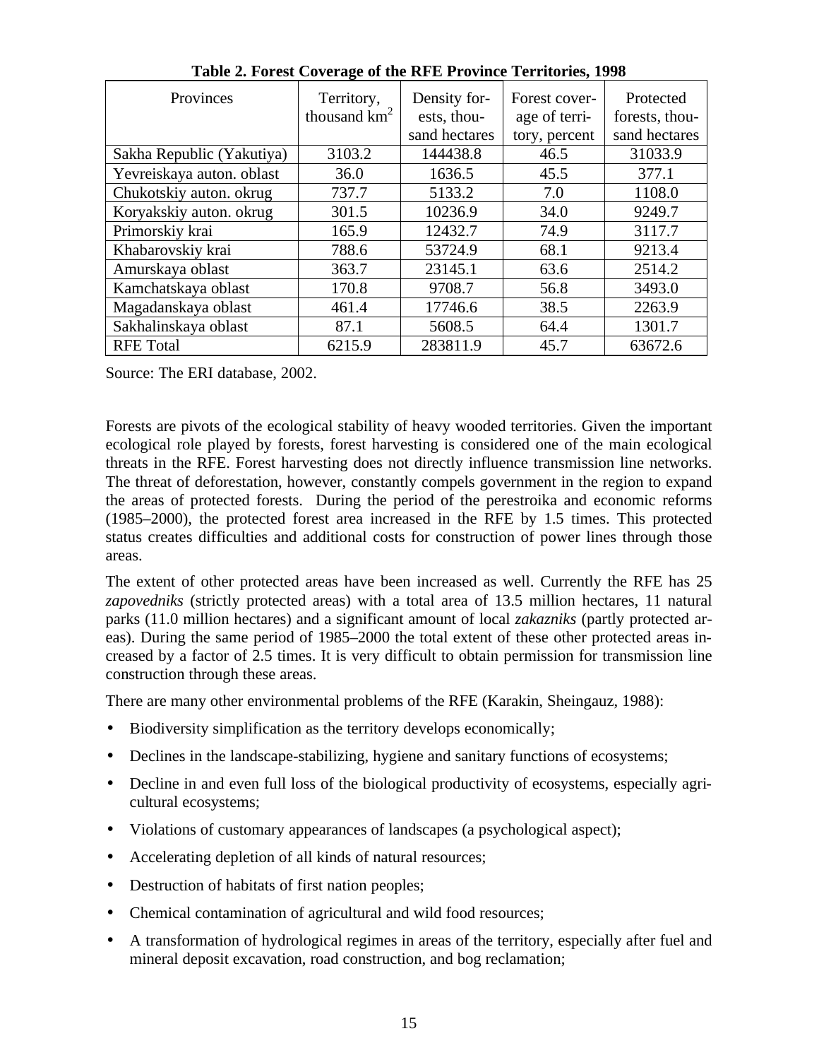**Table 2. Forest Coverage of the RFE Province Territories, 1998**

| Provinces | Territory, thousand km$^2$ | Density forests, thousand hectares | Forest coverage of territory, percent | Protected forests, thousand hectares |
|---|---|---|---|---|
| Sakha Republic (Yakutiya) | 3103.2 | 144438.8 | 46.5 | 31033.9 |
| Yevreiskaya auton. oblast | 36.0 | 1636.5 | 45.5 | 377.1 |
| Chukotskiy auton. okrug | 737.7 | 5133.2 | 7.0 | 1108.0 |
| Koryakskiy auton. okrug | 301.5 | 10236.9 | 34.0 | 9249.7 |
| Primorskiy krai | 165.9 | 12432.7 | 74.9 | 3117.7 |
| Khabarovskiy krai | 788.6 | 53724.9 | 68.1 | 9213.4 |
| Amurskaya oblast | 363.7 | 23145.1 | 63.6 | 2514.2 |
| Kamchatskaya oblast | 170.8 | 9708.7 | 56.8 | 3493.0 |
| Magadanskaya oblast | 461.4 | 17746.6 | 38.5 | 2263.9 |
| Sakhalinskaya oblast | 87.1 | 5608.5 | 64.4 | 1301.7 |
| RFE Total | 6215.9 | 283811.9 | 45.7 | 63672.6 |

Source: The ERI database, 2002.

Forests are pivots of the ecological stability of heavy wooded territories. Given the important ecological role played by forests, forest harvesting is considered one of the main ecological threats in the RFE. Forest harvesting does not directly influence transmission line networks. The threat of deforestation, however, constantly compels government in the region to expand the areas of protected forests. During the period of the perestroika and economic reforms (1985–2000), the protected forest area increased in the RFE by 1.5 times. This protected status creates difficulties and additional costs for construction of power lines through those areas.

The extent of other protected areas have been increased as well. Currently the RFE has 25 *zapovedniks* (strictly protected areas) with a total area of 13.5 million hectares, 11 natural parks (11.0 million hectares) and a significant amount of local *zakazniks* (partly protected areas). During the same period of 1985–2000 the total extent of these other protected areas increased by a factor of 2.5 times. It is very difficult to obtain permission for transmission line construction through these areas.

There are many other environmental problems of the RFE (Karakin, Sheingauz, 1988):

- Biodiversity simplification as the territory develops economically;
- Declines in the landscape-stabilizing, hygiene and sanitary functions of ecosystems;
- Decline in and even full loss of the biological productivity of ecosystems, especially agricultural ecosystems;
- Violations of customary appearances of landscapes (a psychological aspect);
- Accelerating depletion of all kinds of natural resources;
- Destruction of habitats of first nation peoples;
- Chemical contamination of agricultural and wild food resources;
- A transformation of hydrological regimes in areas of the territory, especially after fuel and mineral deposit excavation, road construction, and bog reclamation;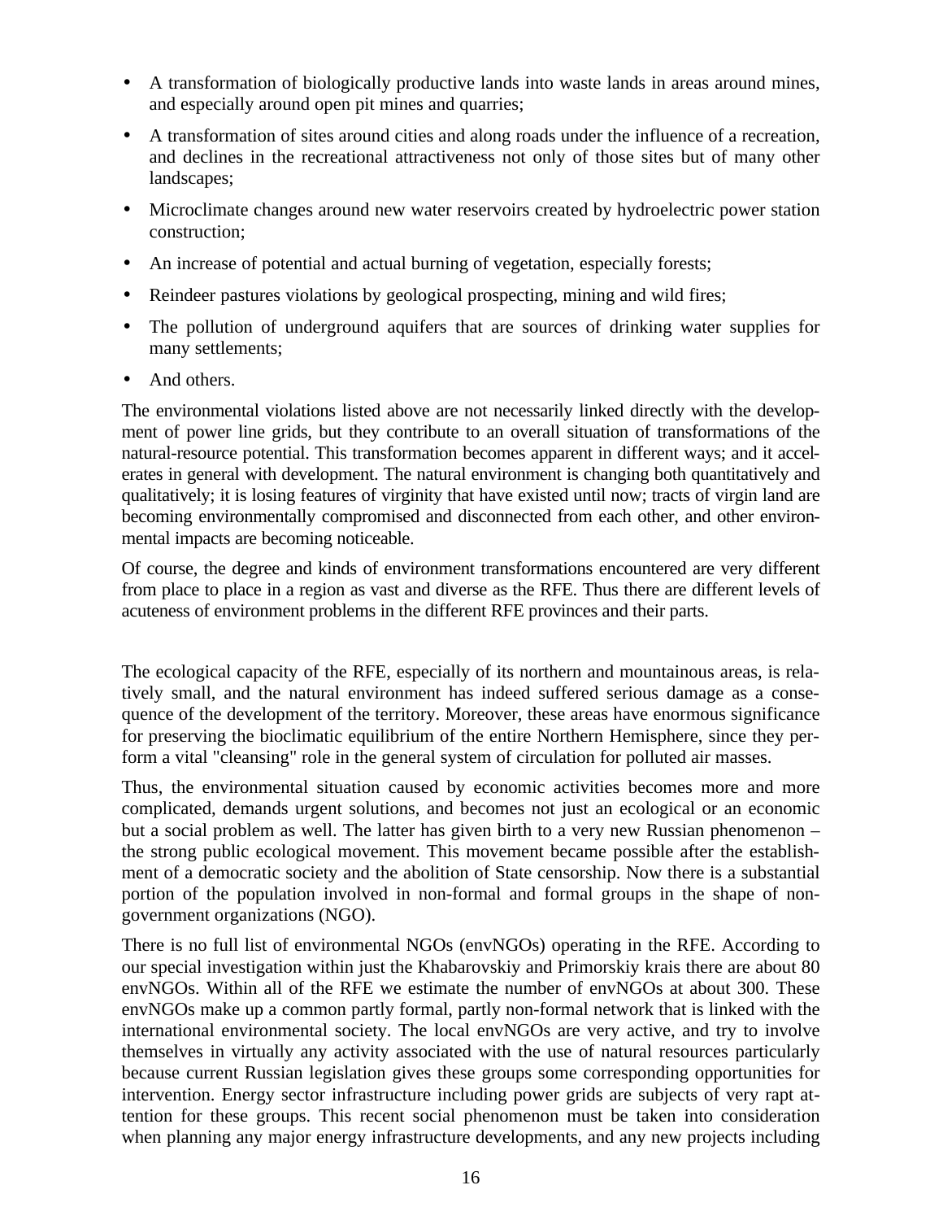- A transformation of biologically productive lands into waste lands in areas around mines, and especially around open pit mines and quarries;
- A transformation of sites around cities and along roads under the influence of a recreation, and declines in the recreational attractiveness not only of those sites but of many other landscapes;
- Microclimate changes around new water reservoirs created by hydroelectric power station construction;
- An increase of potential and actual burning of vegetation, especially forests;
- Reindeer pastures violations by geological prospecting, mining and wild fires;
- The pollution of underground aquifers that are sources of drinking water supplies for many settlements;
- And others.

The environmental violations listed above are not necessarily linked directly with the development of power line grids, but they contribute to an overall situation of transformations of the natural-resource potential. This transformation becomes apparent in different ways; and it accelerates in general with development. The natural environment is changing both quantitatively and qualitatively; it is losing features of virginity that have existed until now; tracts of virgin land are becoming environmentally compromised and disconnected from each other, and other environmental impacts are becoming noticeable.

Of course, the degree and kinds of environment transformations encountered are very different from place to place in a region as vast and diverse as the RFE. Thus there are different levels of acuteness of environment problems in the different RFE provinces and their parts.

The ecological capacity of the RFE, especially of its northern and mountainous areas, is relatively small, and the natural environment has indeed suffered serious damage as a consequence of the development of the territory. Moreover, these areas have enormous significance for preserving the bioclimatic equilibrium of the entire Northern Hemisphere, since they perform a vital "cleansing" role in the general system of circulation for polluted air masses.

Thus, the environmental situation caused by economic activities becomes more and more complicated, demands urgent solutions, and becomes not just an ecological or an economic but a social problem as well. The latter has given birth to a very new Russian phenomenon – the strong public ecological movement. This movement became possible after the establishment of a democratic society and the abolition of State censorship. Now there is a substantial portion of the population involved in non-formal and formal groups in the shape of non-government organizations (NGO).

There is no full list of environmental NGOs (envNGOs) operating in the RFE. According to our special investigation within just the Khabarovskiy and Primorskiy krais there are about 80 envNGOs. Within all of the RFE we estimate the number of envNGOs at about 300. These envNGOs make up a common partly formal, partly non-formal network that is linked with the international environmental society. The local envNGOs are very active, and try to involve themselves in virtually any activity associated with the use of natural resources particularly because current Russian legislation gives these groups some corresponding opportunities for intervention. Energy sector infrastructure including power grids are subjects of very rapt attention for these groups. This recent social phenomenon must be taken into consideration when planning any major energy infrastructure developments, and any new projects including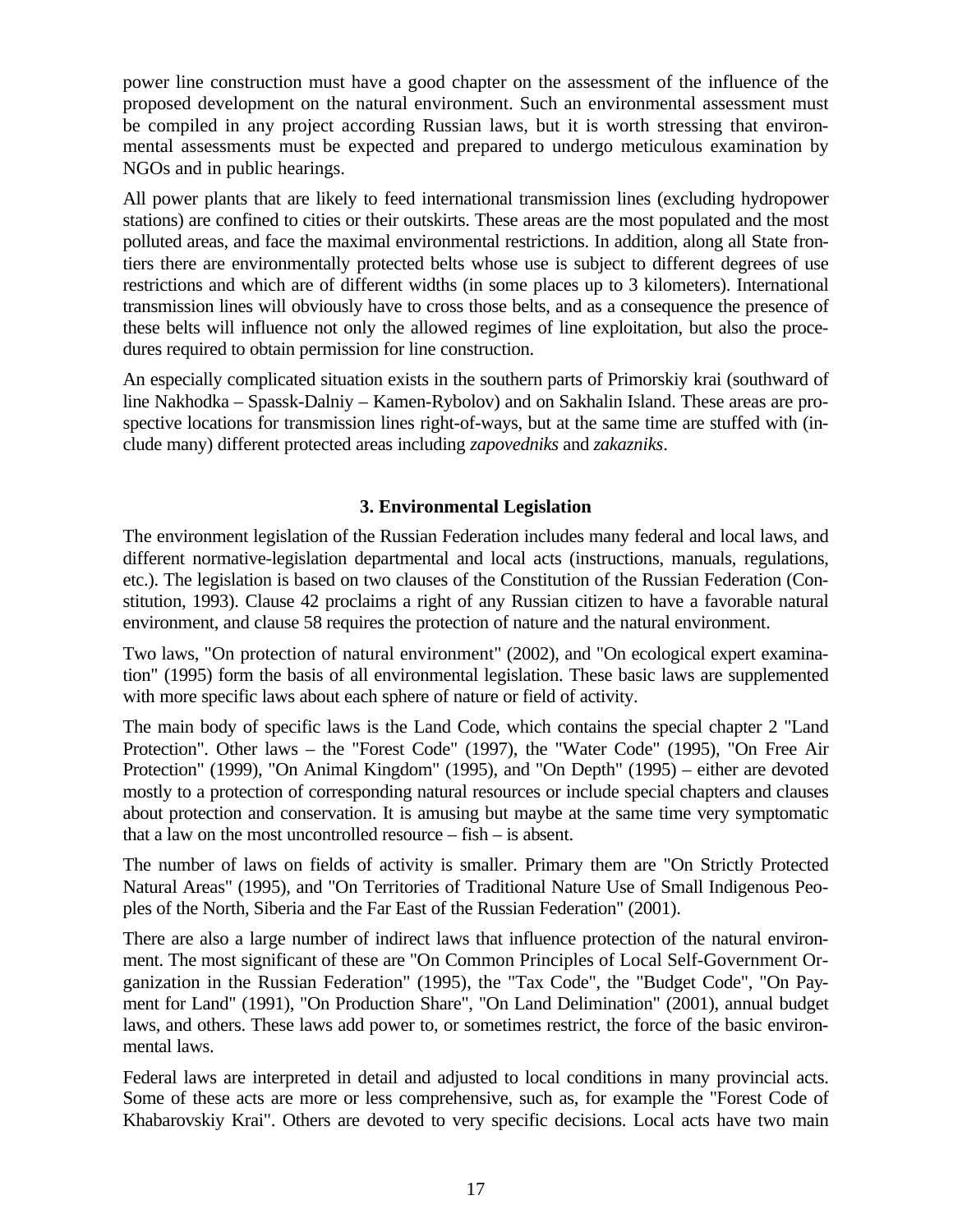power line construction must have a good chapter on the assessment of the influence of the proposed development on the natural environment. Such an environmental assessment must be compiled in any project according Russian laws, but it is worth stressing that environmental assessments must be expected and prepared to undergo meticulous examination by NGOs and in public hearings.

All power plants that are likely to feed international transmission lines (excluding hydropower stations) are confined to cities or their outskirts. These areas are the most populated and the most polluted areas, and face the maximal environmental restrictions. In addition, along all State frontiers there are environmentally protected belts whose use is subject to different degrees of use restrictions and which are of different widths (in some places up to 3 kilometers). International transmission lines will obviously have to cross those belts, and as a consequence the presence of these belts will influence not only the allowed regimes of line exploitation, but also the procedures required to obtain permission for line construction.

An especially complicated situation exists in the southern parts of Primorskiy krai (southward of line Nakhodka – Spassk-Dalniy – Kamen-Rybolov) and on Sakhalin Island. These areas are prospective locations for transmission lines right-of-ways, but at the same time are stuffed with (include many) different protected areas including *zapovedniks* and *zakazniks*.

## 3. Environmental Legislation

The environment legislation of the Russian Federation includes many federal and local laws, and different normative-legislation departmental and local acts (instructions, manuals, regulations, etc.). The legislation is based on two clauses of the Constitution of the Russian Federation (Constitution, 1993). Clause 42 proclaims a right of any Russian citizen to have a favorable natural environment, and clause 58 requires the protection of nature and the natural environment.

Two laws, "On protection of natural environment" (2002), and "On ecological expert examination" (1995) form the basis of all environmental legislation. These basic laws are supplemented with more specific laws about each sphere of nature or field of activity.

The main body of specific laws is the Land Code, which contains the special chapter 2 "Land Protection". Other laws – the "Forest Code" (1997), the "Water Code" (1995), "On Free Air Protection" (1999), "On Animal Kingdom" (1995), and "On Depth" (1995) – either are devoted mostly to a protection of corresponding natural resources or include special chapters and clauses about protection and conservation. It is amusing but maybe at the same time very symptomatic that a law on the most uncontrolled resource – fish – is absent.

The number of laws on fields of activity is smaller. Primary them are "On Strictly Protected Natural Areas" (1995), and "On Territories of Traditional Nature Use of Small Indigenous Peoples of the North, Siberia and the Far East of the Russian Federation" (2001).

There are also a large number of indirect laws that influence protection of the natural environment. The most significant of these are "On Common Principles of Local Self-Government Organization in the Russian Federation" (1995), the "Tax Code", the "Budget Code", "On Payment for Land" (1991), "On Production Share", "On Land Delimination" (2001), annual budget laws, and others. These laws add power to, or sometimes restrict, the force of the basic environmental laws.

Federal laws are interpreted in detail and adjusted to local conditions in many provincial acts. Some of these acts are more or less comprehensive, such as, for example the "Forest Code of Khabarovskiy Krai". Others are devoted to very specific decisions. Local acts have two main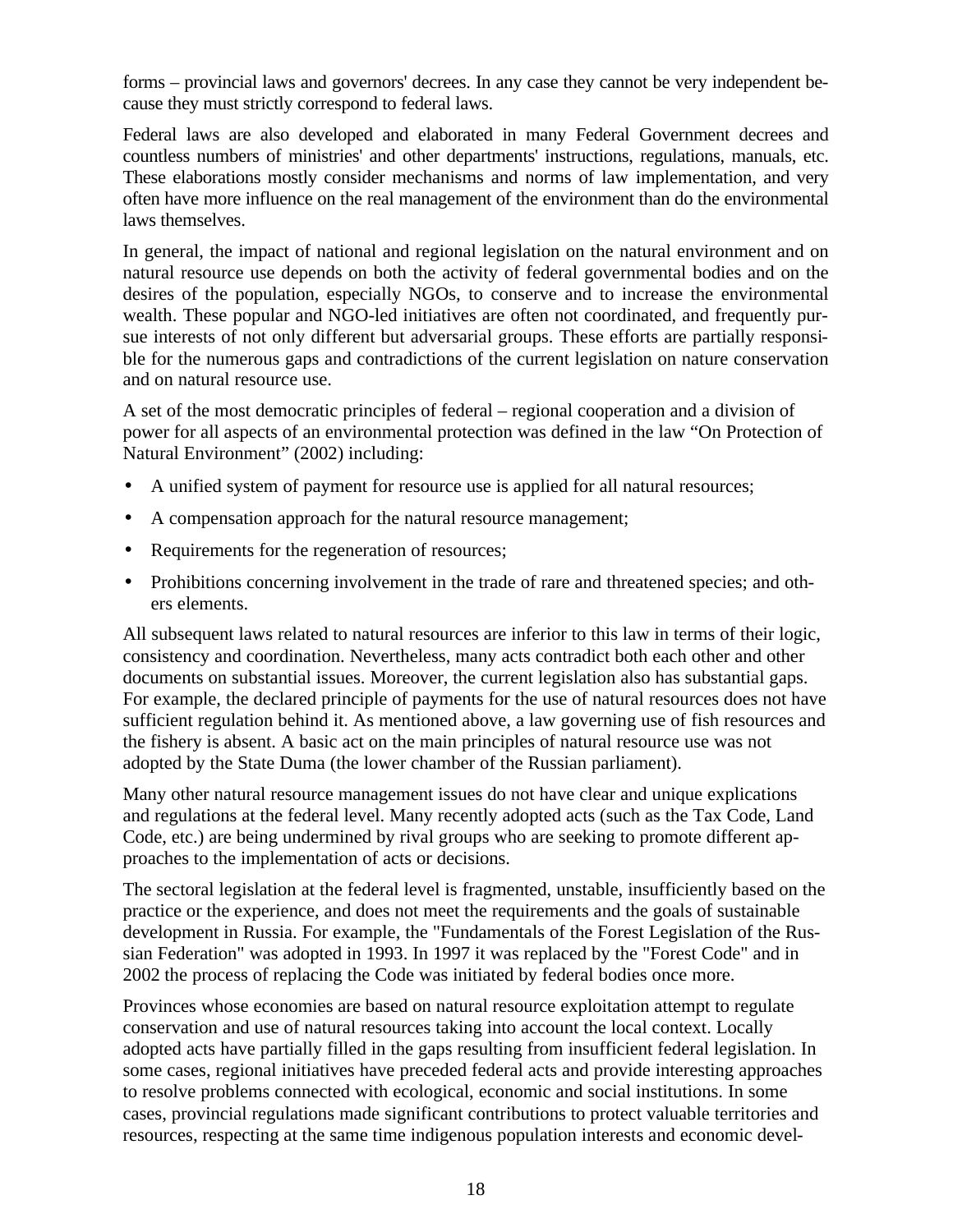forms – provincial laws and governors' decrees. In any case they cannot be very independent because they must strictly correspond to federal laws.

Federal laws are also developed and elaborated in many Federal Government decrees and countless numbers of ministries' and other departments' instructions, regulations, manuals, etc. These elaborations mostly consider mechanisms and norms of law implementation, and very often have more influence on the real management of the environment than do the environmental laws themselves.

In general, the impact of national and regional legislation on the natural environment and on natural resource use depends on both the activity of federal governmental bodies and on the desires of the population, especially NGOs, to conserve and to increase the environmental wealth. These popular and NGO-led initiatives are often not coordinated, and frequently pursue interests of not only different but adversarial groups. These efforts are partially responsible for the numerous gaps and contradictions of the current legislation on nature conservation and on natural resource use.

A set of the most democratic principles of federal – regional cooperation and a division of power for all aspects of an environmental protection was defined in the law “On Protection of Natural Environment” (2002) including:

- A unified system of payment for resource use is applied for all natural resources;
- A compensation approach for the natural resource management;
- Requirements for the regeneration of resources;
- Prohibitions concerning involvement in the trade of rare and threatened species; and others elements.

All subsequent laws related to natural resources are inferior to this law in terms of their logic, consistency and coordination. Nevertheless, many acts contradict both each other and other documents on substantial issues. Moreover, the current legislation also has substantial gaps. For example, the declared principle of payments for the use of natural resources does not have sufficient regulation behind it. As mentioned above, a law governing use of fish resources and the fishery is absent. A basic act on the main principles of natural resource use was not adopted by the State Duma (the lower chamber of the Russian parliament).

Many other natural resource management issues do not have clear and unique explications and regulations at the federal level. Many recently adopted acts (such as the Tax Code, Land Code, etc.) are being undermined by rival groups who are seeking to promote different approaches to the implementation of acts or decisions.

The sectoral legislation at the federal level is fragmented, unstable, insufficiently based on the practice or the experience, and does not meet the requirements and the goals of sustainable development in Russia. For example, the "Fundamentals of the Forest Legislation of the Russian Federation" was adopted in 1993. In 1997 it was replaced by the "Forest Code" and in 2002 the process of replacing the Code was initiated by federal bodies once more.

Provinces whose economies are based on natural resource exploitation attempt to regulate conservation and use of natural resources taking into account the local context. Locally adopted acts have partially filled in the gaps resulting from insufficient federal legislation. In some cases, regional initiatives have preceded federal acts and provide interesting approaches to resolve problems connected with ecological, economic and social institutions. In some cases, provincial regulations made significant contributions to protect valuable territories and resources, respecting at the same time indigenous population interests and economic devel-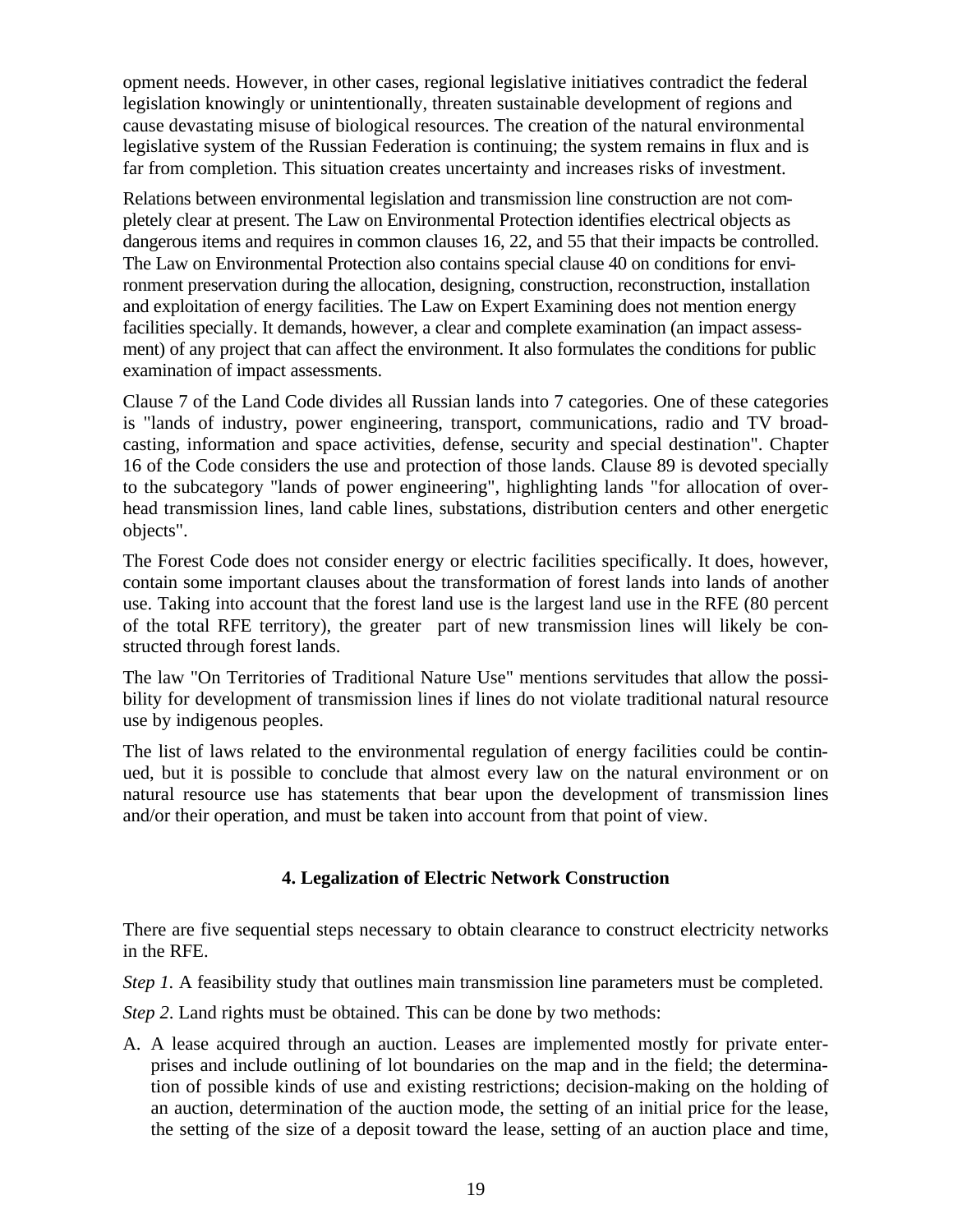opment needs. However, in other cases, regional legislative initiatives contradict the federal legislation knowingly or unintentionally, threaten sustainable development of regions and cause devastating misuse of biological resources. The creation of the natural environmental legislative system of the Russian Federation is continuing; the system remains in flux and is far from completion. This situation creates uncertainty and increases risks of investment.

Relations between environmental legislation and transmission line construction are not completely clear at present. The Law on Environmental Protection identifies electrical objects as dangerous items and requires in common clauses 16, 22, and 55 that their impacts be controlled. The Law on Environmental Protection also contains special clause 40 on conditions for environment preservation during the allocation, designing, construction, reconstruction, installation and exploitation of energy facilities. The Law on Expert Examining does not mention energy facilities specially. It demands, however, a clear and complete examination (an impact assessment) of any project that can affect the environment. It also formulates the conditions for public examination of impact assessments.

Clause 7 of the Land Code divides all Russian lands into 7 categories. One of these categories is "lands of industry, power engineering, transport, communications, radio and TV broadcasting, information and space activities, defense, security and special destination". Chapter 16 of the Code considers the use and protection of those lands. Clause 89 is devoted specially to the subcategory "lands of power engineering", highlighting lands "for allocation of overhead transmission lines, land cable lines, substations, distribution centers and other energetic objects".

The Forest Code does not consider energy or electric facilities specifically. It does, however, contain some important clauses about the transformation of forest lands into lands of another use. Taking into account that the forest land use is the largest land use in the RFE (80 percent of the total RFE territory), the greater part of new transmission lines will likely be constructed through forest lands.

The law "On Territories of Traditional Nature Use" mentions servitudes that allow the possibility for development of transmission lines if lines do not violate traditional natural resource use by indigenous peoples.

The list of laws related to the environmental regulation of energy facilities could be continued, but it is possible to conclude that almost every law on the natural environment or on natural resource use has statements that bear upon the development of transmission lines and/or their operation, and must be taken into account from that point of view.

## 4. Legalization of Electric Network Construction

There are five sequential steps necessary to obtain clearance to construct electricity networks in the RFE.

*Step 1.* A feasibility study that outlines main transmission line parameters must be completed.

*Step 2*. Land rights must be obtained. This can be done by two methods:

A. A lease acquired through an auction. Leases are implemented mostly for private enterprises and include outlining of lot boundaries on the map and in the field; the determination of possible kinds of use and existing restrictions; decision-making on the holding of an auction, determination of the auction mode, the setting of an initial price for the lease, the setting of the size of a deposit toward the lease, setting of an auction place and time,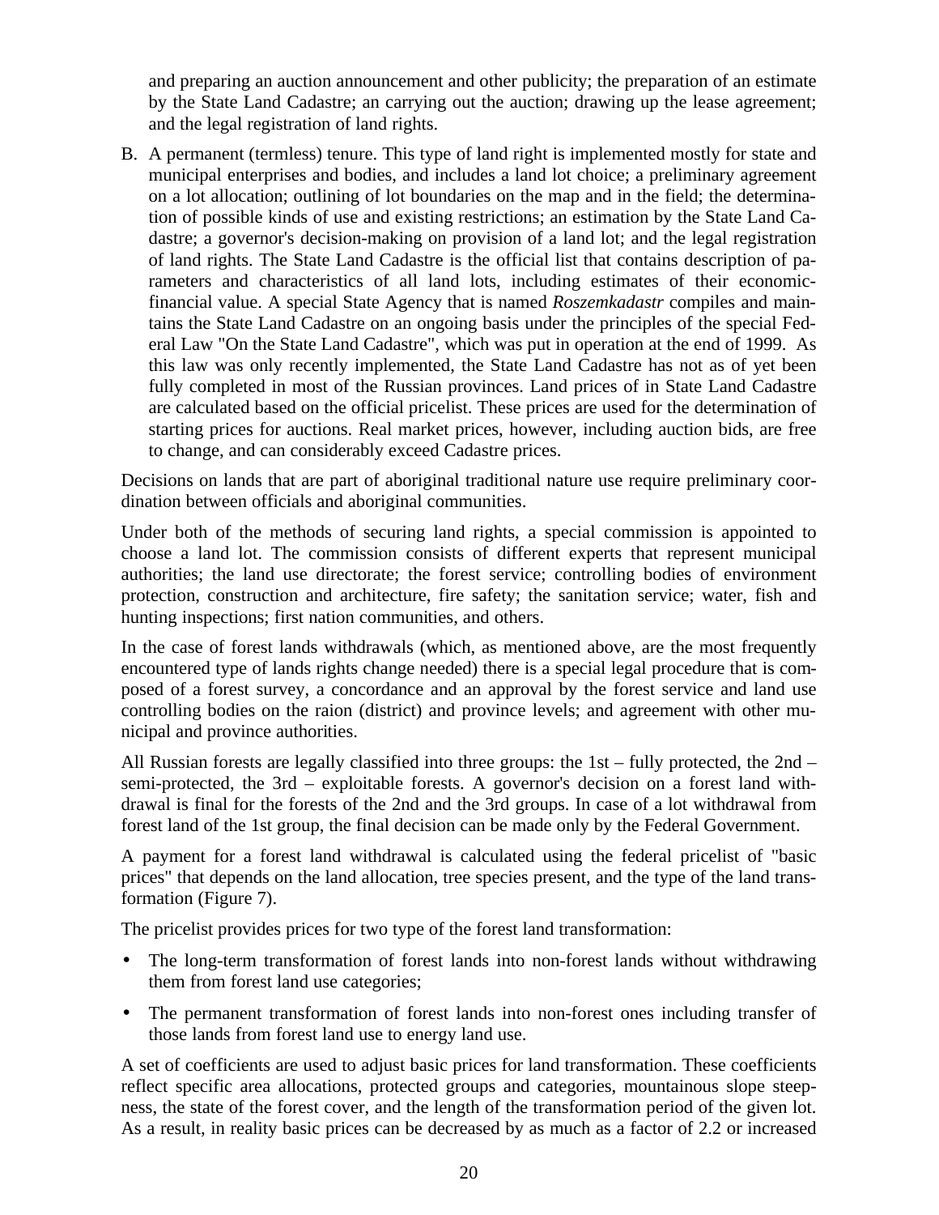and preparing an auction announcement and other publicity; the preparation of an estimate by the State Land Cadastre; an carrying out the auction; drawing up the lease agreement; and the legal registration of land rights.

B. A permanent (termless) tenure. This type of land right is implemented mostly for state and municipal enterprises and bodies, and includes a land lot choice; a preliminary agreement on a lot allocation; outlining of lot boundaries on the map and in the field; the determination of possible kinds of use and existing restrictions; an estimation by the State Land Cadastre; a governor's decision-making on provision of a land lot; and the legal registration of land rights. The State Land Cadastre is the official list that contains description of parameters and characteristics of all land lots, including estimates of their economic-financial value. A special State Agency that is named *Roszemkadastr* compiles and maintains the State Land Cadastre on an ongoing basis under the principles of the special Federal Law "On the State Land Cadastre", which was put in operation at the end of 1999. As this law was only recently implemented, the State Land Cadastre has not as of yet been fully completed in most of the Russian provinces. Land prices of in State Land Cadastre are calculated based on the official pricelist. These prices are used for the determination of starting prices for auctions. Real market prices, however, including auction bids, are free to change, and can considerably exceed Cadastre prices.

Decisions on lands that are part of aboriginal traditional nature use require preliminary coordination between officials and aboriginal communities.

Under both of the methods of securing land rights, a special commission is appointed to choose a land lot. The commission consists of different experts that represent municipal authorities; the land use directorate; the forest service; controlling bodies of environment protection, construction and architecture, fire safety; the sanitation service; water, fish and hunting inspections; first nation communities, and others.

In the case of forest lands withdrawals (which, as mentioned above, are the most frequently encountered type of lands rights change needed) there is a special legal procedure that is composed of a forest survey, a concordance and an approval by the forest service and land use controlling bodies on the raion (district) and province levels; and agreement with other municipal and province authorities.

All Russian forests are legally classified into three groups: the 1st – fully protected, the 2nd – semi-protected, the 3rd – exploitable forests. A governor's decision on a forest land withdrawal is final for the forests of the 2nd and the 3rd groups. In case of a lot withdrawal from forest land of the 1st group, the final decision can be made only by the Federal Government.

A payment for a forest land withdrawal is calculated using the federal pricelist of "basic prices" that depends on the land allocation, tree species present, and the type of the land transformation (Figure 7).

The pricelist provides prices for two type of the forest land transformation:

- The long-term transformation of forest lands into non-forest lands without withdrawing them from forest land use categories;
- The permanent transformation of forest lands into non-forest ones including transfer of those lands from forest land use to energy land use.

A set of coefficients are used to adjust basic prices for land transformation. These coefficients reflect specific area allocations, protected groups and categories, mountainous slope steepness, the state of the forest cover, and the length of the transformation period of the given lot. As a result, in reality basic prices can be decreased by as much as a factor of 2.2 or increased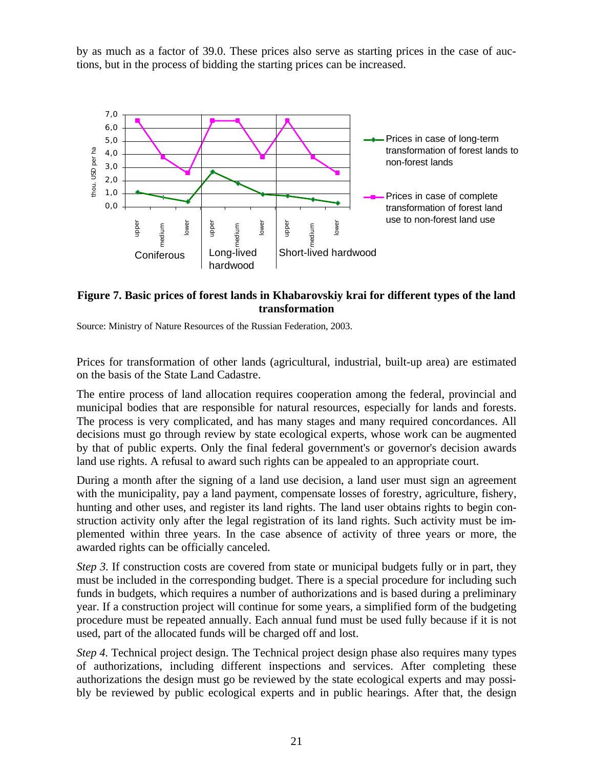by as much as a factor of 39.0. These prices also serve as starting prices in the case of auctions, but in the process of bidding the starting prices can be increased.

**Figure 7. Basic prices of forest lands in Khabarovskiy krai for different types of the land transformation**

Source: Ministry of Nature Resources of the Russian Federation, 2003.

Prices for transformation of other lands (agricultural, industrial, built-up area) are estimated on the basis of the State Land Cadastre.

The entire process of land allocation requires cooperation among the federal, provincial and municipal bodies that are responsible for natural resources, especially for lands and forests. The process is very complicated, and has many stages and many required concordances. All decisions must go through review by state ecological experts, whose work can be augmented by that of public experts. Only the final federal government's or governor's decision awards land use rights. A refusal to award such rights can be appealed to an appropriate court.

During a month after the signing of a land use decision, a land user must sign an agreement with the municipality, pay a land payment, compensate losses of forestry, agriculture, fishery, hunting and other uses, and register its land rights. The land user obtains rights to begin construction activity only after the legal registration of its land rights. Such activity must be implemented within three years. In the case absence of activity of three years or more, the awarded rights can be officially canceled.

*Step 3.* If construction costs are covered from state or municipal budgets fully or in part, they must be included in the corresponding budget. There is a special procedure for including such funds in budgets, which requires a number of authorizations and is based during a preliminary year. If a construction project will continue for some years, a simplified form of the budgeting procedure must be repeated annually. Each annual fund must be used fully because if it is not used, part of the allocated funds will be charged off and lost.

*Step 4.* Technical project design. The Technical project design phase also requires many types of authorizations, including different inspections and services. After completing these authorizations the design must go be reviewed by the state ecological experts and may possibly be reviewed by public ecological experts and in public hearings. After that, the design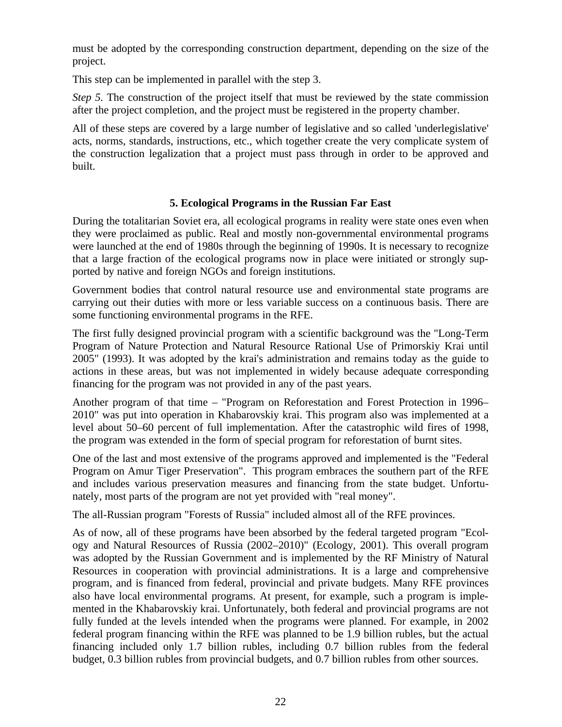must be adopted by the corresponding construction department, depending on the size of the project.

This step can be implemented in parallel with the step 3.

*Step 5.* The construction of the project itself that must be reviewed by the state commission after the project completion, and the project must be registered in the property chamber.

All of these steps are covered by a large number of legislative and so called 'underlegislative' acts, norms, standards, instructions, etc., which together create the very complicate system of the construction legalization that a project must pass through in order to be approved and built.

## 5. Ecological Programs in the Russian Far East

During the totalitarian Soviet era, all ecological programs in reality were state ones even when they were proclaimed as public. Real and mostly non-governmental environmental programs were launched at the end of 1980s through the beginning of 1990s. It is necessary to recognize that a large fraction of the ecological programs now in place were initiated or strongly supported by native and foreign NGOs and foreign institutions.

Government bodies that control natural resource use and environmental state programs are carrying out their duties with more or less variable success on a continuous basis. There are some functioning environmental programs in the RFE.

The first fully designed provincial program with a scientific background was the "Long-Term Program of Nature Protection and Natural Resource Rational Use of Primorskiy Krai until 2005" (1993). It was adopted by the krai's administration and remains today as the guide to actions in these areas, but was not implemented in widely because adequate corresponding financing for the program was not provided in any of the past years.

Another program of that time – "Program on Reforestation and Forest Protection in 1996–2010" was put into operation in Khabarovskiy krai. This program also was implemented at a level about 50–60 percent of full implementation. After the catastrophic wild fires of 1998, the program was extended in the form of special program for reforestation of burnt sites.

One of the last and most extensive of the programs approved and implemented is the "Federal Program on Amur Tiger Preservation". This program embraces the southern part of the RFE and includes various preservation measures and financing from the state budget. Unfortunately, most parts of the program are not yet provided with "real money".

The all-Russian program "Forests of Russia" included almost all of the RFE provinces.

As of now, all of these programs have been absorbed by the federal targeted program "Ecology and Natural Resources of Russia (2002–2010)" (Ecology, 2001). This overall program was adopted by the Russian Government and is implemented by the RF Ministry of Natural Resources in cooperation with provincial administrations. It is a large and comprehensive program, and is financed from federal, provincial and private budgets. Many RFE provinces also have local environmental programs. At present, for example, such a program is implemented in the Khabarovskiy krai. Unfortunately, both federal and provincial programs are not fully funded at the levels intended when the programs were planned. For example, in 2002 federal program financing within the RFE was planned to be 1.9 billion rubles, but the actual financing included only 1.7 billion rubles, including 0.7 billion rubles from the federal budget, 0.3 billion rubles from provincial budgets, and 0.7 billion rubles from other sources.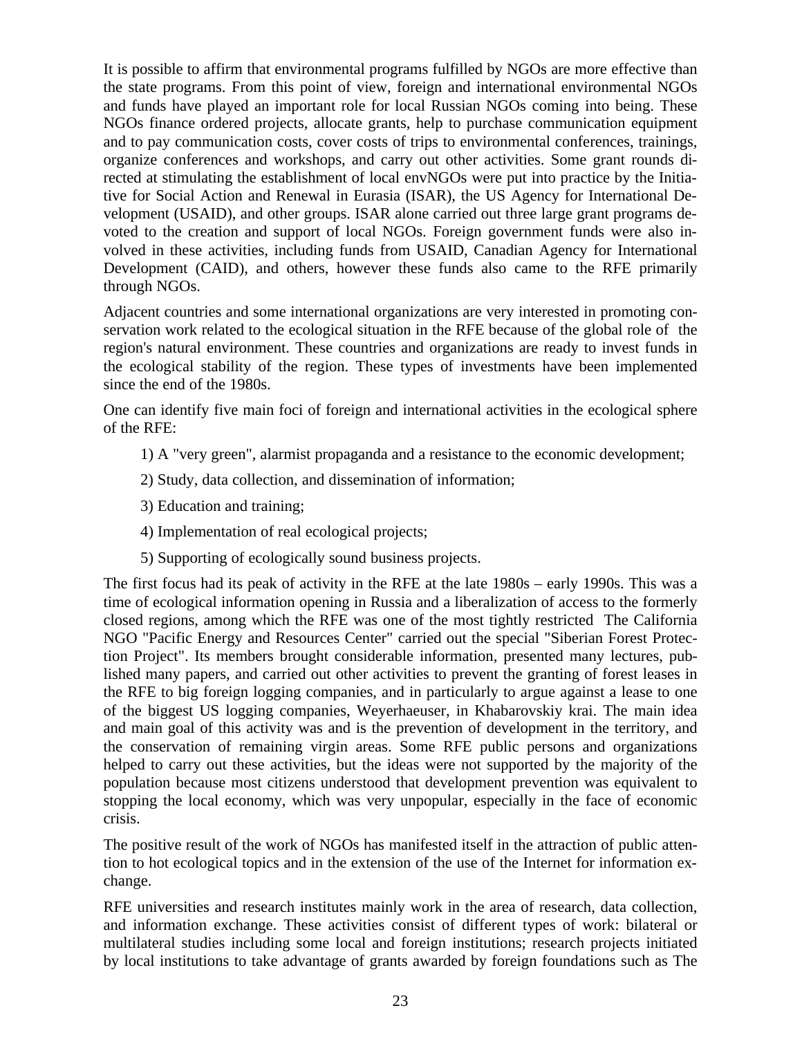It is possible to affirm that environmental programs fulfilled by NGOs are more effective than the state programs. From this point of view, foreign and international environmental NGOs and funds have played an important role for local Russian NGOs coming into being. These NGOs finance ordered projects, allocate grants, help to purchase communication equipment and to pay communication costs, cover costs of trips to environmental conferences, trainings, organize conferences and workshops, and carry out other activities. Some grant rounds directed at stimulating the establishment of local envNGOs were put into practice by the Initiative for Social Action and Renewal in Eurasia (ISAR), the US Agency for International Development (USAID), and other groups. ISAR alone carried out three large grant programs devoted to the creation and support of local NGOs. Foreign government funds were also involved in these activities, including funds from USAID, Canadian Agency for International Development (CAID), and others, however these funds also came to the RFE primarily through NGOs.

Adjacent countries and some international organizations are very interested in promoting conservation work related to the ecological situation in the RFE because of the global role of the region's natural environment. These countries and organizations are ready to invest funds in the ecological stability of the region. These types of investments have been implemented since the end of the 1980s.

One can identify five main foci of foreign and international activities in the ecological sphere of the RFE:

1) A "very green", alarmist propaganda and a resistance to the economic development;

2) Study, data collection, and dissemination of information;

3) Education and training;

4) Implementation of real ecological projects;

5) Supporting of ecologically sound business projects.

The first focus had its peak of activity in the RFE at the late 1980s – early 1990s. This was a time of ecological information opening in Russia and a liberalization of access to the formerly closed regions, among which the RFE was one of the most tightly restricted The California NGO "Pacific Energy and Resources Center" carried out the special "Siberian Forest Protection Project". Its members brought considerable information, presented many lectures, published many papers, and carried out other activities to prevent the granting of forest leases in the RFE to big foreign logging companies, and in particularly to argue against a lease to one of the biggest US logging companies, Weyerhaeuser, in Khabarovskiy krai. The main idea and main goal of this activity was and is the prevention of development in the territory, and the conservation of remaining virgin areas. Some RFE public persons and organizations helped to carry out these activities, but the ideas were not supported by the majority of the population because most citizens understood that development prevention was equivalent to stopping the local economy, which was very unpopular, especially in the face of economic crisis.

The positive result of the work of NGOs has manifested itself in the attraction of public attention to hot ecological topics and in the extension of the use of the Internet for information exchange.

RFE universities and research institutes mainly work in the area of research, data collection, and information exchange. These activities consist of different types of work: bilateral or multilateral studies including some local and foreign institutions; research projects initiated by local institutions to take advantage of grants awarded by foreign foundations such as The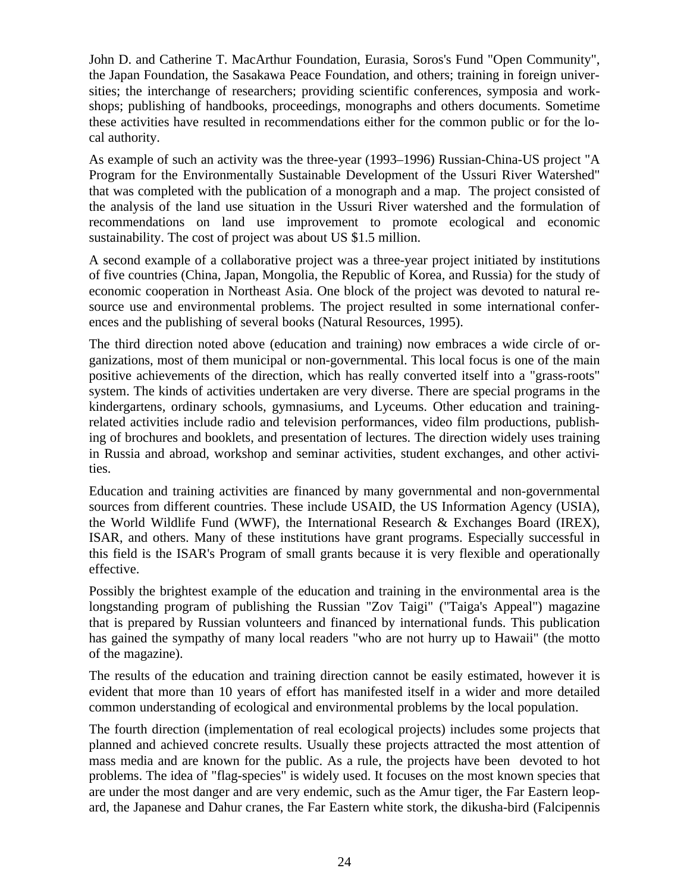John D. and Catherine T. MacArthur Foundation, Eurasia, Soros's Fund "Open Community", the Japan Foundation, the Sasakawa Peace Foundation, and others; training in foreign universities; the interchange of researchers; providing scientific conferences, symposia and workshops; publishing of handbooks, proceedings, monographs and others documents. Sometime these activities have resulted in recommendations either for the common public or for the local authority.

As example of such an activity was the three-year (1993–1996) Russian-China-US project "A Program for the Environmentally Sustainable Development of the Ussuri River Watershed" that was completed with the publication of a monograph and a map. The project consisted of the analysis of the land use situation in the Ussuri River watershed and the formulation of recommendations on land use improvement to promote ecological and economic sustainability. The cost of project was about US $1.5 million.

A second example of a collaborative project was a three-year project initiated by institutions of five countries (China, Japan, Mongolia, the Republic of Korea, and Russia) for the study of economic cooperation in Northeast Asia. One block of the project was devoted to natural resource use and environmental problems. The project resulted in some international conferences and the publishing of several books (Natural Resources, 1995).

The third direction noted above (education and training) now embraces a wide circle of organizations, most of them municipal or non-governmental. This local focus is one of the main positive achievements of the direction, which has really converted itself into a "grass-roots" system. The kinds of activities undertaken are very diverse. There are special programs in the kindergartens, ordinary schools, gymnasiums, and Lyceums. Other education and training-related activities include radio and television performances, video film productions, publishing of brochures and booklets, and presentation of lectures. The direction widely uses training in Russia and abroad, workshop and seminar activities, student exchanges, and other activities.

Education and training activities are financed by many governmental and non-governmental sources from different countries. These include USAID, the US Information Agency (USIA), the World Wildlife Fund (WWF), the International Research & Exchanges Board (IREX), ISAR, and others. Many of these institutions have grant programs. Especially successful in this field is the ISAR's Program of small grants because it is very flexible and operationally effective.

Possibly the brightest example of the education and training in the environmental area is the longstanding program of publishing the Russian "Zov Taigi" ("Taiga's Appeal") magazine that is prepared by Russian volunteers and financed by international funds. This publication has gained the sympathy of many local readers "who are not hurry up to Hawaii" (the motto of the magazine).

The results of the education and training direction cannot be easily estimated, however it is evident that more than 10 years of effort has manifested itself in a wider and more detailed common understanding of ecological and environmental problems by the local population.

The fourth direction (implementation of real ecological projects) includes some projects that planned and achieved concrete results. Usually these projects attracted the most attention of mass media and are known for the public. As a rule, the projects have been devoted to hot problems. The idea of "flag-species" is widely used. It focuses on the most known species that are under the most danger and are very endemic, such as the Amur tiger, the Far Eastern leopard, the Japanese and Dahur cranes, the Far Eastern white stork, the dikusha-bird (Falcipennis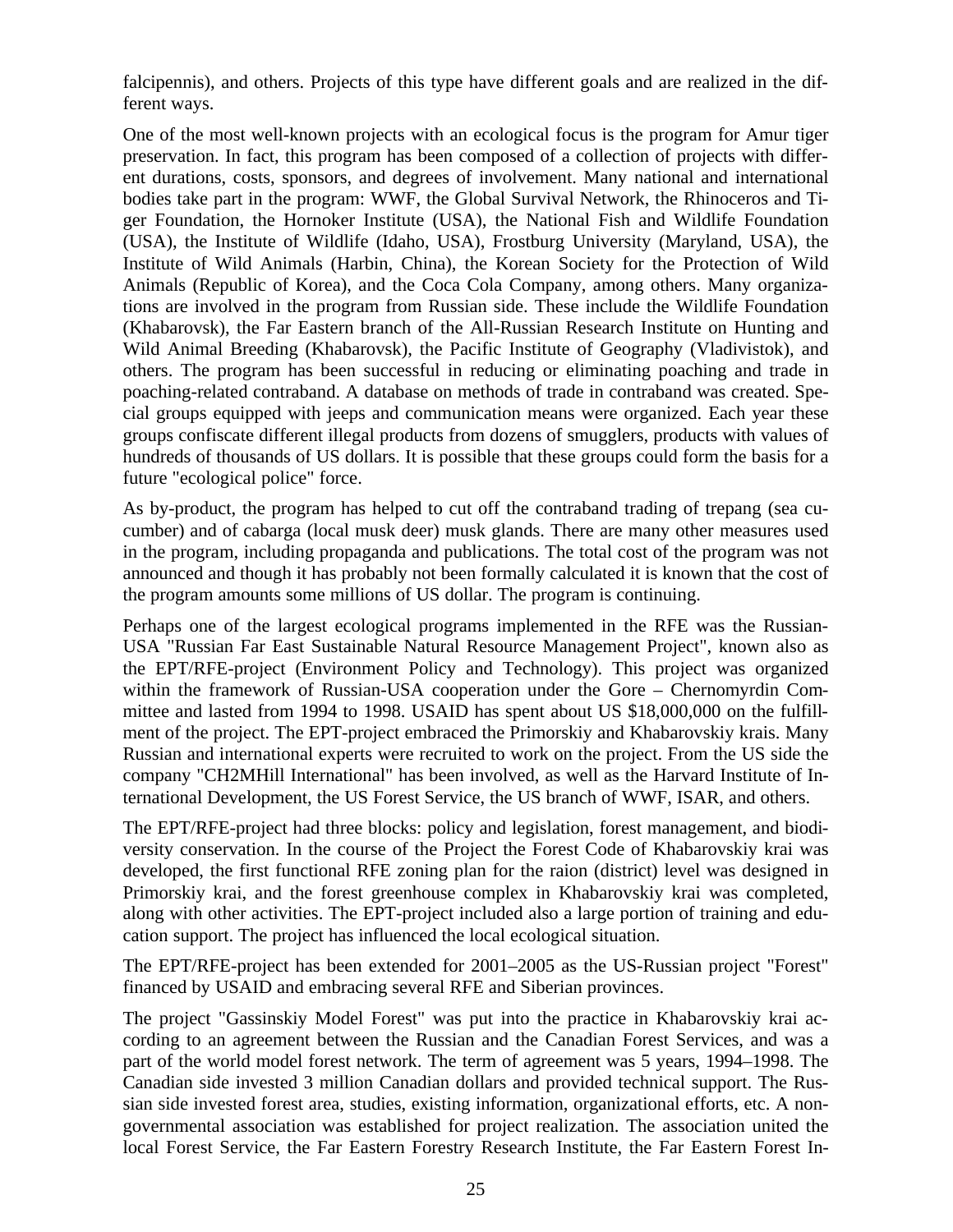falcipennis), and others. Projects of this type have different goals and are realized in the different ways.

One of the most well-known projects with an ecological focus is the program for Amur tiger preservation. In fact, this program has been composed of a collection of projects with different durations, costs, sponsors, and degrees of involvement. Many national and international bodies take part in the program: WWF, the Global Survival Network, the Rhinoceros and Tiger Foundation, the Hornoker Institute (USA), the National Fish and Wildlife Foundation (USA), the Institute of Wildlife (Idaho, USA), Frostburg University (Maryland, USA), the Institute of Wild Animals (Harbin, China), the Korean Society for the Protection of Wild Animals (Republic of Korea), and the Coca Cola Company, among others. Many organizations are involved in the program from Russian side. These include the Wildlife Foundation (Khabarovsk), the Far Eastern branch of the All-Russian Research Institute on Hunting and Wild Animal Breeding (Khabarovsk), the Pacific Institute of Geography (Vladivistok), and others. The program has been successful in reducing or eliminating poaching and trade in poaching-related contraband. A database on methods of trade in contraband was created. Special groups equipped with jeeps and communication means were organized. Each year these groups confiscate different illegal products from dozens of smugglers, products with values of hundreds of thousands of US dollars. It is possible that these groups could form the basis for a future "ecological police" force.

As by-product, the program has helped to cut off the contraband trading of trepang (sea cucumber) and of cabarga (local musk deer) musk glands. There are many other measures used in the program, including propaganda and publications. The total cost of the program was not announced and though it has probably not been formally calculated it is known that the cost of the program amounts some millions of US dollar. The program is continuing.

Perhaps one of the largest ecological programs implemented in the RFE was the Russian-USA "Russian Far East Sustainable Natural Resource Management Project", known also as the EPT/RFE-project (Environment Policy and Technology). This project was organized within the framework of Russian-USA cooperation under the Gore – Chernomyrdin Committee and lasted from 1994 to 1998. USAID has spent about US $18,000,000 on the fulfillment of the project. The EPT-project embraced the Primorskiy and Khabarovskiy krais. Many Russian and international experts were recruited to work on the project. From the US side the company "CH2MHill International" has been involved, as well as the Harvard Institute of International Development, the US Forest Service, the US branch of WWF, ISAR, and others.

The EPT/RFE-project had three blocks: policy and legislation, forest management, and biodiversity conservation. In the course of the Project the Forest Code of Khabarovskiy krai was developed, the first functional RFE zoning plan for the raion (district) level was designed in Primorskiy krai, and the forest greenhouse complex in Khabarovskiy krai was completed, along with other activities. The EPT-project included also a large portion of training and education support. The project has influenced the local ecological situation.

The EPT/RFE-project has been extended for 2001–2005 as the US-Russian project "Forest" financed by USAID and embracing several RFE and Siberian provinces.

The project "Gassinskiy Model Forest" was put into the practice in Khabarovskiy krai according to an agreement between the Russian and the Canadian Forest Services, and was a part of the world model forest network. The term of agreement was 5 years, 1994–1998. The Canadian side invested 3 million Canadian dollars and provided technical support. The Russian side invested forest area, studies, existing information, organizational efforts, etc. A non-governmental association was established for project realization. The association united the local Forest Service, the Far Eastern Forestry Research Institute, the Far Eastern Forest In-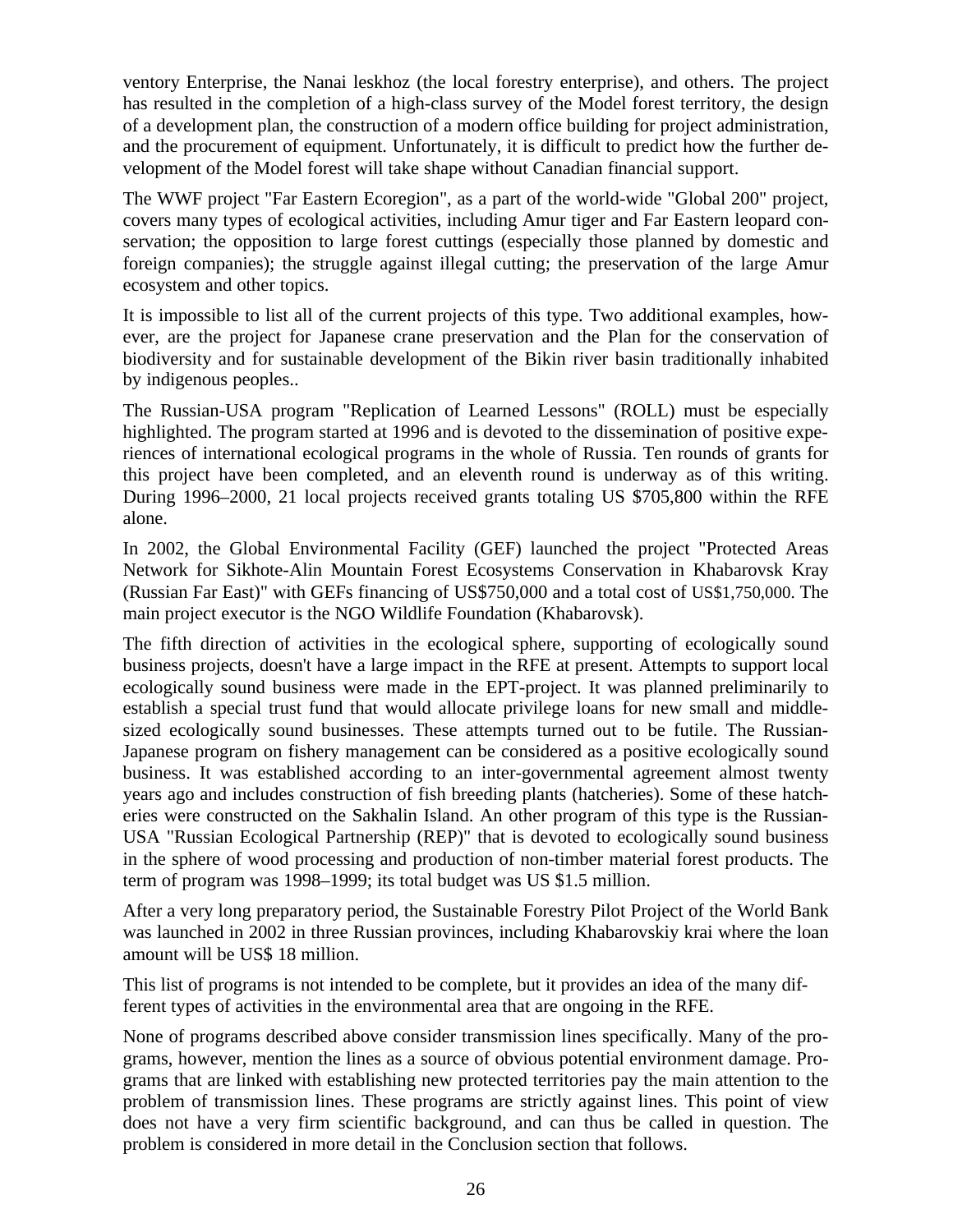ventory Enterprise, the Nanai leskhoz (the local forestry enterprise), and others. The project has resulted in the completion of a high-class survey of the Model forest territory, the design of a development plan, the construction of a modern office building for project administration, and the procurement of equipment. Unfortunately, it is difficult to predict how the further development of the Model forest will take shape without Canadian financial support.

The WWF project "Far Eastern Ecoregion", as a part of the world-wide "Global 200" project, covers many types of ecological activities, including Amur tiger and Far Eastern leopard conservation; the opposition to large forest cuttings (especially those planned by domestic and foreign companies); the struggle against illegal cutting; the preservation of the large Amur ecosystem and other topics.

It is impossible to list all of the current projects of this type. Two additional examples, however, are the project for Japanese crane preservation and the Plan for the conservation of biodiversity and for sustainable development of the Bikin river basin traditionally inhabited by indigenous peoples..

The Russian-USA program "Replication of Learned Lessons" (ROLL) must be especially highlighted. The program started at 1996 and is devoted to the dissemination of positive experiences of international ecological programs in the whole of Russia. Ten rounds of grants for this project have been completed, and an eleventh round is underway as of this writing. During 1996–2000, 21 local projects received grants totaling US $705,800 within the RFE alone.

In 2002, the Global Environmental Facility (GEF) launched the project "Protected Areas Network for Sikhote-Alin Mountain Forest Ecosystems Conservation in Khabarovsk Kray (Russian Far East)" with GEFs financing of US$750,000 and a total cost of US$1,750,000. The main project executor is the NGO Wildlife Foundation (Khabarovsk).

The fifth direction of activities in the ecological sphere, supporting of ecologically sound business projects, doesn't have a large impact in the RFE at present. Attempts to support local ecologically sound business were made in the EPT-project. It was planned preliminarily to establish a special trust fund that would allocate privilege loans for new small and middle-sized ecologically sound businesses. These attempts turned out to be futile. The Russian-Japanese program on fishery management can be considered as a positive ecologically sound business. It was established according to an inter-governmental agreement almost twenty years ago and includes construction of fish breeding plants (hatcheries). Some of these hatcheries were constructed on the Sakhalin Island. An other program of this type is the Russian-USA "Russian Ecological Partnership (REP)" that is devoted to ecologically sound business in the sphere of wood processing and production of non-timber material forest products. The term of program was 1998–1999; its total budget was US $1.5 million.

After a very long preparatory period, the Sustainable Forestry Pilot Project of the World Bank was launched in 2002 in three Russian provinces, including Khabarovskiy krai where the loan amount will be US$ 18 million.

This list of programs is not intended to be complete, but it provides an idea of the many different types of activities in the environmental area that are ongoing in the RFE.

None of programs described above consider transmission lines specifically. Many of the programs, however, mention the lines as a source of obvious potential environment damage. Programs that are linked with establishing new protected territories pay the main attention to the problem of transmission lines. These programs are strictly against lines. This point of view does not have a very firm scientific background, and can thus be called in question. The problem is considered in more detail in the Conclusion section that follows.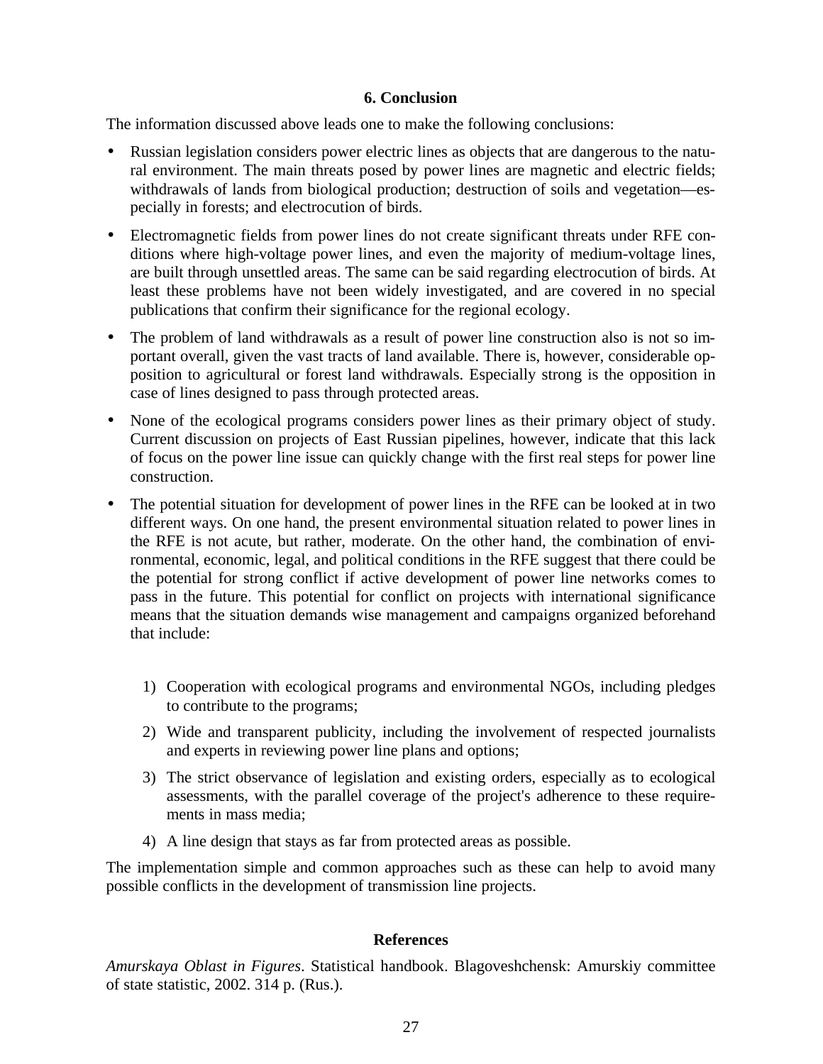## 6. Conclusion

The information discussed above leads one to make the following conclusions:

- Russian legislation considers power electric lines as objects that are dangerous to the natural environment. The main threats posed by power lines are magnetic and electric fields; withdrawals of lands from biological production; destruction of soils and vegetation—especially in forests; and electrocution of birds.
- Electromagnetic fields from power lines do not create significant threats under RFE conditions where high-voltage power lines, and even the majority of medium-voltage lines, are built through unsettled areas. The same can be said regarding electrocution of birds. At least these problems have not been widely investigated, and are covered in no special publications that confirm their significance for the regional ecology.
- The problem of land withdrawals as a result of power line construction also is not so important overall, given the vast tracts of land available. There is, however, considerable opposition to agricultural or forest land withdrawals. Especially strong is the opposition in case of lines designed to pass through protected areas.
- None of the ecological programs considers power lines as their primary object of study. Current discussion on projects of East Russian pipelines, however, indicate that this lack of focus on the power line issue can quickly change with the first real steps for power line construction.
- The potential situation for development of power lines in the RFE can be looked at in two different ways. On one hand, the present environmental situation related to power lines in the RFE is not acute, but rather, moderate. On the other hand, the combination of environmental, economic, legal, and political conditions in the RFE suggest that there could be the potential for strong conflict if active development of power line networks comes to pass in the future. This potential for conflict on projects with international significance means that the situation demands wise management and campaigns organized beforehand that include:

   1) Cooperation with ecological programs and environmental NGOs, including pledges to contribute to the programs;
   2) Wide and transparent publicity, including the involvement of respected journalists and experts in reviewing power line plans and options;
   3) The strict observance of legislation and existing orders, especially as to ecological assessments, with the parallel coverage of the project's adherence to these requirements in mass media;
   4) A line design that stays as far from protected areas as possible.

The implementation simple and common approaches such as these can help to avoid many possible conflicts in the development of transmission line projects.

## References

*Amurskaya Oblast in Figures*. Statistical handbook. Blagoveshchensk: Amurskiy committee of state statistic, 2002. 314 p. (Rus.).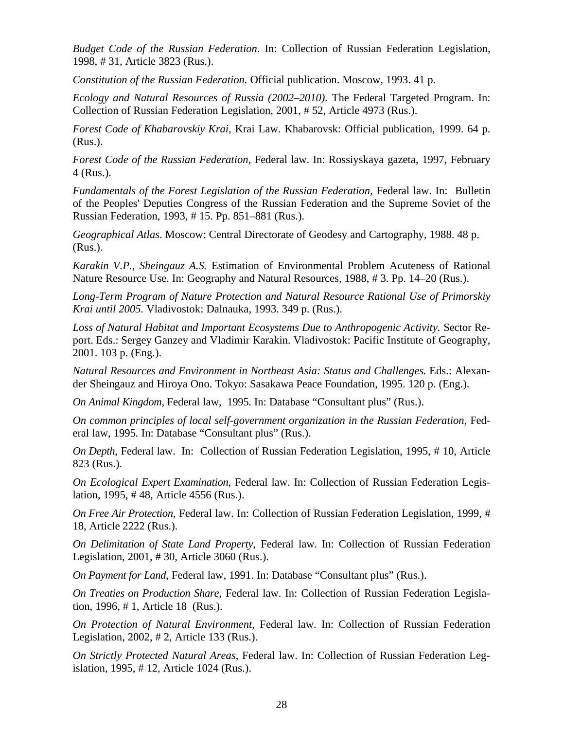*Budget Code of the Russian Federation.* In: Collection of Russian Federation Legislation, 1998, # 31, Article 3823 (Rus.).

*Constitution of the Russian Federation.* Official publication. Moscow, 1993. 41 p.

*Ecology and Natural Resources of Russia (2002–2010).* The Federal Targeted Program. In: Collection of Russian Federation Legislation, 2001, # 52, Article 4973 (Rus.).

*Forest Code of Khabarovskiy Krai*, Krai Law. Khabarovsk: Official publication, 1999. 64 p. (Rus.).

*Forest Code of the Russian Federation,* Federal law. In: Rossiyskaya gazeta, 1997, February 4 (Rus.).

*Fundamentals of the Forest Legislation of the Russian Federation,* Federal law. In: Bulletin of the Peoples' Deputies Congress of the Russian Federation and the Supreme Soviet of the Russian Federation, 1993, # 15. Pp. 851–881 (Rus.).

*Geographical Atlas*. Moscow: Central Directorate of Geodesy and Cartography, 1988. 48 p. (Rus.).

*Karakin V.P., Sheingauz A.S.* Estimation of Environmental Problem Acuteness of Rational Nature Resource Use. In: Geography and Natural Resources, 1988, # 3. Pp. 14–20 (Rus.).

*Long-Term Program of Nature Protection and Natural Resource Rational Use of Primorskiy Krai until 2005.* Vladivostok: Dalnauka, 1993. 349 p. (Rus.).

*Loss of Natural Habitat and Important Ecosystems Due to Anthropogenic Activity.* Sector Report. Eds.: Sergey Ganzey and Vladimir Karakin. Vladivostok: Pacific Institute of Geography, 2001. 103 p. (Eng.).

*Natural Resources and Environment in Northeast Asia: Status and Challenges.* Eds.: Alexander Sheingauz and Hiroya Ono. Tokyo: Sasakawa Peace Foundation, 1995. 120 p. (Eng.).

*On Animal Kingdom*, Federal law, 1995. In: Database "Consultant plus" (Rus.).

*On common principles of local self-government organization in the Russian Federation*, Federal law, 1995. In: Database "Consultant plus" (Rus.).

*On Depth*, Federal law. In: Collection of Russian Federation Legislation, 1995, # 10, Article 823 (Rus.).

*On Ecological Expert Examination,* Federal law. In: Collection of Russian Federation Legislation, 1995, # 48, Article 4556 (Rus.).

*On Free Air Protection,* Federal law. In: Collection of Russian Federation Legislation, 1999, # 18, Article 2222 (Rus.).

*On Delimitation of State Land Property*, Federal law. In: Collection of Russian Federation Legislation, 2001, # 30, Article 3060 (Rus.).

*On Payment for Land*, Federal law, 1991. In: Database "Consultant plus" (Rus.).

*On Treaties on Production Share*, Federal law. In: Collection of Russian Federation Legislation, 1996, # 1, Article 18 (Rus.).

*On Protection of Natural Environment,* Federal law. In: Collection of Russian Federation Legislation, 2002, # 2, Article 133 (Rus.).

*On Strictly Protected Natural Areas*, Federal law. In: Collection of Russian Federation Legislation, 1995, # 12, Article 1024 (Rus.).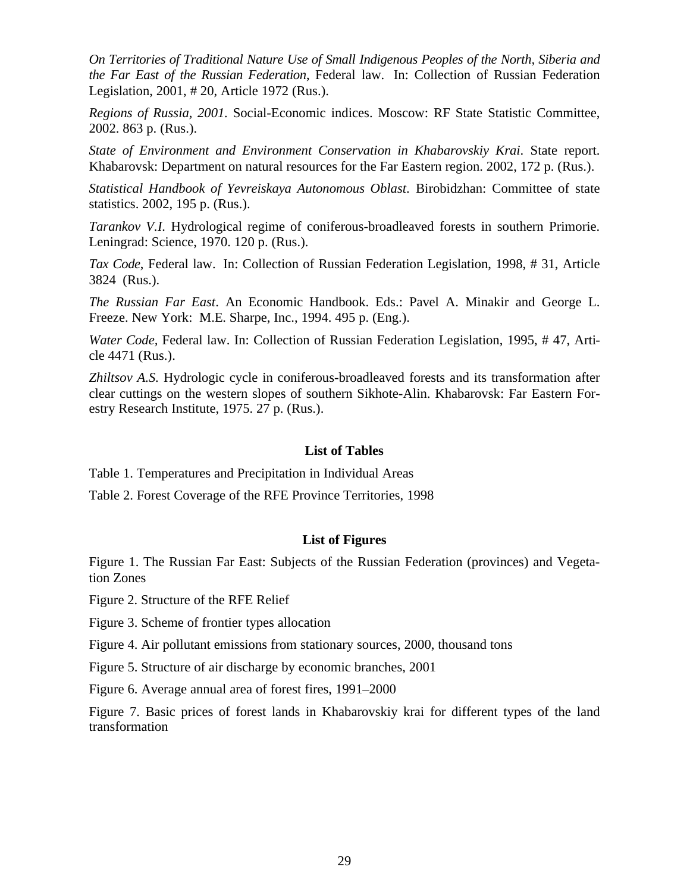*On Territories of Traditional Nature Use of Small Indigenous Peoples of the North, Siberia and the Far East of the Russian Federation*, Federal law. In: Collection of Russian Federation Legislation, 2001, # 20, Article 1972 (Rus.).

*Regions of Russia, 2001*. Social-Economic indices. Moscow: RF State Statistic Committee, 2002. 863 p. (Rus.).

*State of Environment and Environment Conservation in Khabarovskiy Krai*. State report. Khabarovsk: Department on natural resources for the Far Eastern region. 2002, 172 p. (Rus.).

*Statistical Handbook of Yevreiskaya Autonomous Oblast*. Birobidzhan: Committee of state statistics. 2002, 195 p. (Rus.).

*Tarankov V.I.* Hydrological regime of coniferous-broadleaved forests in southern Primorie. Leningrad: Science, 1970. 120 p. (Rus.).

*Tax Code*, Federal law. In: Collection of Russian Federation Legislation, 1998, # 31, Article 3824 (Rus.).

*The Russian Far East*. An Economic Handbook. Eds.: Pavel A. Minakir and George L. Freeze. New York: M.E. Sharpe, Inc., 1994. 495 p. (Eng.).

*Water Code,* Federal law. In: Collection of Russian Federation Legislation, 1995, # 47, Article 4471 (Rus.).

*Zhiltsov A.S.* Hydrologic cycle in coniferous-broadleaved forests and its transformation after clear cuttings on the western slopes of southern Sikhote-Alin. Khabarovsk: Far Eastern Forestry Research Institute, 1975. 27 p. (Rus.).

## List of Tables

Table 1. Temperatures and Precipitation in Individual Areas

Table 2. Forest Coverage of the RFE Province Territories, 1998

## List of Figures

Figure 1. The Russian Far East: Subjects of the Russian Federation (provinces) and Vegetation Zones

Figure 2. Structure of the RFE Relief

Figure 3. Scheme of frontier types allocation

Figure 4. Air pollutant emissions from stationary sources, 2000, thousand tons

Figure 5. Structure of air discharge by economic branches, 2001

Figure 6. Average annual area of forest fires, 1991–2000

Figure 7. Basic prices of forest lands in Khabarovskiy krai for different types of the land transformation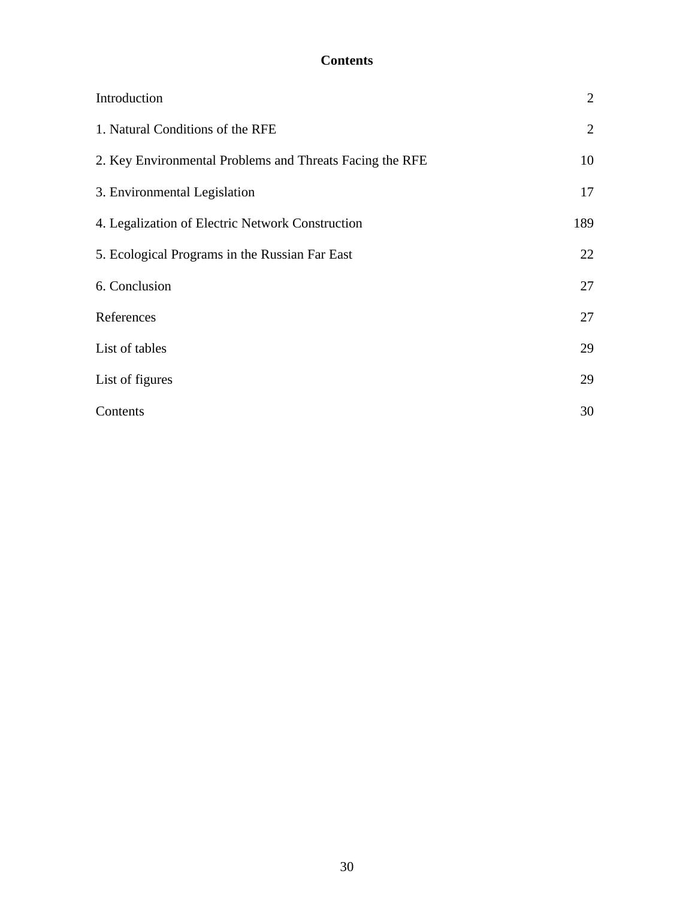**Contents**

| | |
|---|---|
| Introduction | 2 |
| 1. Natural Conditions of the RFE | 2 |
| 2. Key Environmental Problems and Threats Facing the RFE | 10 |
| 3. Environmental Legislation | 17 |
| 4. Legalization of Electric Network Construction | 189 |
| 5. Ecological Programs in the Russian Far East | 22 |
| 6. Conclusion | 27 |
| References | 27 |
| List of tables | 29 |
| List of figures | 29 |
| Contents | 30 |